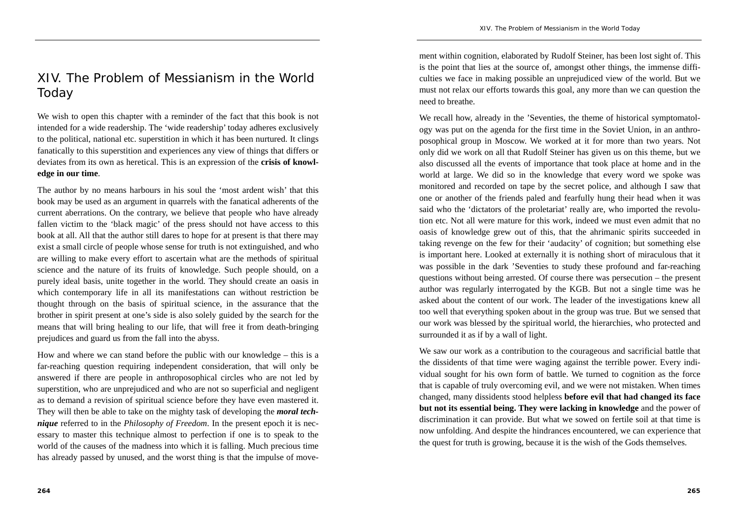# XIV. The Problem of Messianism in the World Today

We wish to open this chapter with a reminder of the fact that this book is not intended for a wide readership. The 'wide readership' today adheres exclusively to the political, national etc. superstition in which it has been nurtured. It clings fanatically to this superstition and experiences any view of things that differs or deviates from its own as heretical. This is an expression of the **crisis of knowledge in our time**.

The author by no means harbours in his soul the 'most ardent wish' that this book may be used as an argument in quarrels with the fanatical adherents of the current aberrations. On the contrary, we believe that people who have already fallen victim to the 'black magic' of the press should not have access to this book at all. All that the author still dares to hope for at present is that there may exist a small circle of people whose sense for truth is not extinguished, and who are willing to make every effort to ascertain what are the methods of spiritual science and the nature of its fruits of knowledge. Such people should, on a purely ideal basis, unite together in the world. They should create an oasis in which contemporary life in all its manifestations can without restriction be thought through on the basis of spiritual science, in the assurance that the brother in spirit present at one's side is also solely guided by the search for the means that will bring healing to our life, that will free it from death-bringing prejudices and guard us from the fall into the abyss.

How and where we can stand before the public with our knowledge – this is a far-reaching question requiring independent consideration, that will only be answered if there are people in anthroposophical circles who are not led by superstition, who are unprejudiced and who are not so superficial and negligent as to demand a revision of spiritual science before they have even mastered it. They will then be able to take on the mighty task of developing the ***moral technique*** referred to in the *Philosophy of Freedom*. In the present epoch it is necessary to master this technique almost to perfection if one is to speak to the world of the causes of the madness into which it is falling. Much precious time has already passed by unused, and the worst thing is that the impulse of movement within cognition, elaborated by Rudolf Steiner, has been lost sight of. This is the point that lies at the source of, amongst other things, the immense difficulties we face in making possible an unprejudiced view of the world. But we must not relax our efforts towards this goal, any more than we can question the need to breathe.

We recall how, already in the 'Seventies, the theme of historical symptomatology was put on the agenda for the first time in the Soviet Union, in an anthroposophical group in Moscow. We worked at it for more than two years. Not only did we work on all that Rudolf Steiner has given us on this theme, but we also discussed all the events of importance that took place at home and in the world at large. We did so in the knowledge that every word we spoke was monitored and recorded on tape by the secret police, and although I saw that one or another of the friends paled and fearfully hung their head when it was said who the 'dictators of the proletariat' really are, who imported the revolution etc. Not all were mature for this work, indeed we must even admit that no oasis of knowledge grew out of this, that the ahrimanic spirits succeeded in taking revenge on the few for their 'audacity' of cognition; but something else is important here. Looked at externally it is nothing short of miraculous that it was possible in the dark 'Seventies to study these profound and far-reaching questions without being arrested. Of course there was persecution – the present author was regularly interrogated by the KGB. But not a single time was he asked about the content of our work. The leader of the investigations knew all too well that everything spoken about in the group was true. But we sensed that our work was blessed by the spiritual world, the hierarchies, who protected and surrounded it as if by a wall of light.

We saw our work as a contribution to the courageous and sacrificial battle that the dissidents of that time were waging against the terrible power. Every individual sought for his own form of battle. We turned to cognition as the force that is capable of truly overcoming evil, and we were not mistaken. When times changed, many dissidents stood helpless **before evil that had changed its face but not its essential being. They were lacking in knowledge** and the power of discrimination it can provide. But what we sowed on fertile soil at that time is now unfolding. And despite the hindrances encountered, we can experience that the quest for truth is growing, because it is the wish of the Gods themselves.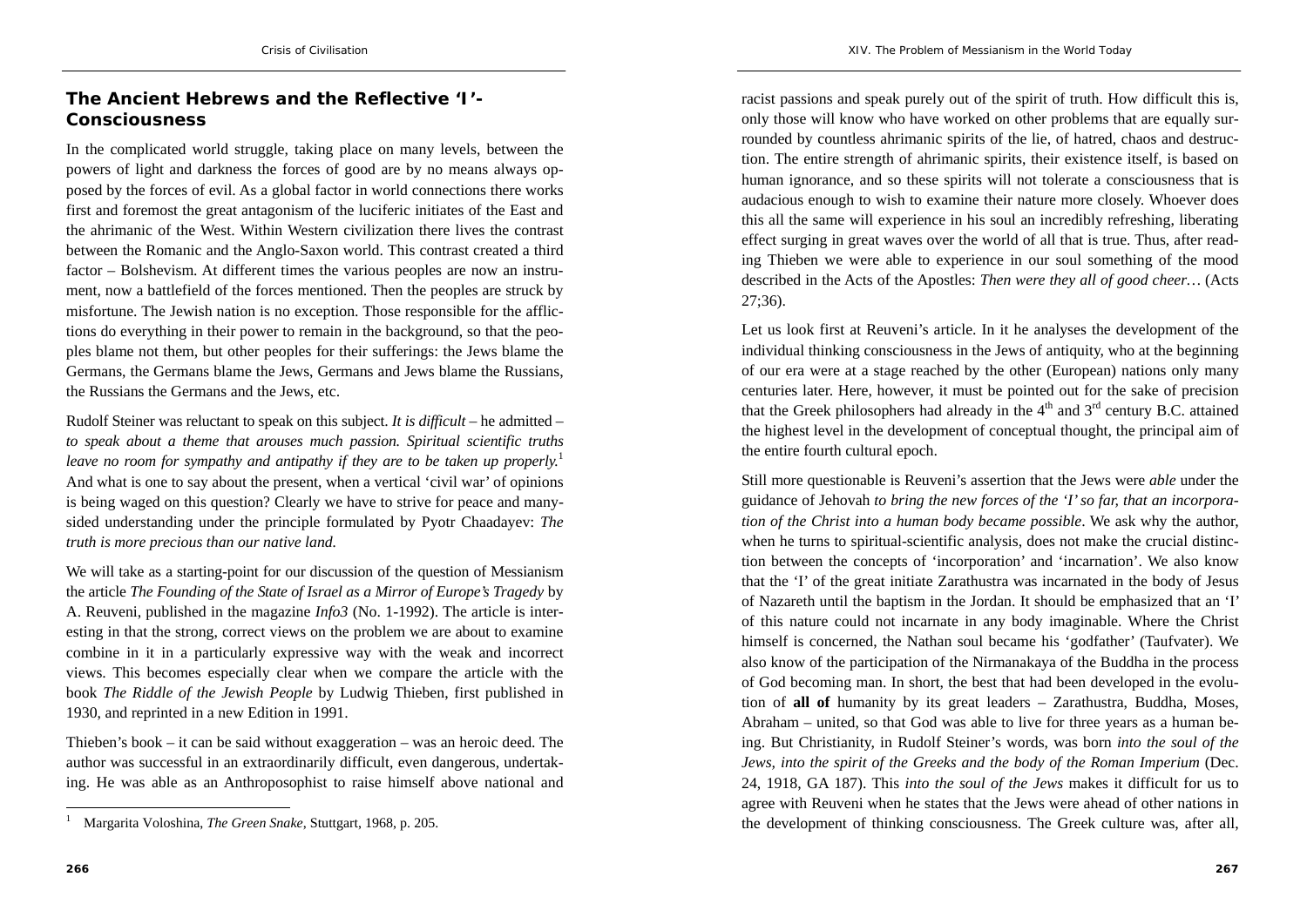## The Ancient Hebrews and the Reflective 'I'-Consciousness

In the complicated world struggle, taking place on many levels, between the powers of light and darkness the forces of good are by no means always opposed by the forces of evil. As a global factor in world connections there works first and foremost the great antagonism of the luciferic initiates of the East and the ahrimanic of the West. Within Western civilization there lives the contrast between the Romanic and the Anglo-Saxon world. This contrast created a third factor – Bolshevism. At different times the various peoples are now an instrument, now a battlefield of the forces mentioned. Then the peoples are struck by misfortune. The Jewish nation is no exception. Those responsible for the afflictions do everything in their power to remain in the background, so that the peoples blame not them, but other peoples for their sufferings: the Jews blame the Germans, the Germans blame the Jews, Germans and Jews blame the Russians, the Russians the Germans and the Jews, etc.

Rudolf Steiner was reluctant to speak on this subject. *It is difficult* – he admitted – *to speak about a theme that arouses much passion. Spiritual scientific truths leave no room for sympathy and antipathy if they are to be taken up properly.*[1] And what is one to say about the present, when a vertical 'civil war' of opinions is being waged on this question? Clearly we have to strive for peace and many-sided understanding under the principle formulated by Pyotr Chaadayev: *The truth is more precious than our native land.*

We will take as a starting-point for our discussion of the question of Messianism the article *The Founding of the State of Israel as a Mirror of Europe's Tragedy* by A. Reuveni, published in the magazine *Info3* (No. 1-1992). The article is interesting in that the strong, correct views on the problem we are about to examine combine in it in a particularly expressive way with the weak and incorrect views. This becomes especially clear when we compare the article with the book *The Riddle of the Jewish People* by Ludwig Thieben, first published in 1930, and reprinted in a new Edition in 1991.

Thieben's book – it can be said without exaggeration – was an heroic deed. The author was successful in an extraordinarily difficult, even dangerous, undertaking. He was able as an Anthroposophist to raise himself above national and racist passions and speak purely out of the spirit of truth. How difficult this is, only those will know who have worked on other problems that are equally surrounded by countless ahrimanic spirits of the lie, of hatred, chaos and destruction. The entire strength of ahrimanic spirits, their existence itself, is based on human ignorance, and so these spirits will not tolerate a consciousness that is audacious enough to wish to examine their nature more closely. Whoever does this all the same will experience in his soul an incredibly refreshing, liberating effect surging in great waves over the world of all that is true. Thus, after reading Thieben we were able to experience in our soul something of the mood described in the Acts of the Apostles: *Then were they all of good cheer…* (Acts 27;36).

Let us look first at Reuveni's article. In it he analyses the development of the individual thinking consciousness in the Jews of antiquity, who at the beginning of our era were at a stage reached by the other (European) nations only many centuries later. Here, however, it must be pointed out for the sake of precision that the Greek philosophers had already in the $4^{th}$ and $3^{rd}$ century B.C. attained the highest level in the development of conceptual thought, the principal aim of the entire fourth cultural epoch.

Still more questionable is Reuveni's assertion that the Jews were *able* under the guidance of Jehovah *to bring the new forces of the 'I' so far, that an incorporation of the Christ into a human body became possible*. We ask why the author, when he turns to spiritual-scientific analysis, does not make the crucial distinction between the concepts of 'incorporation' and 'incarnation'. We also know that the 'I' of the great initiate Zarathustra was incarnated in the body of Jesus of Nazareth until the baptism in the Jordan. It should be emphasized that an 'I' of this nature could not incarnate in any body imaginable. Where the Christ himself is concerned, the Nathan soul became his 'godfather' (Taufvater). We also know of the participation of the Nirmanakaya of the Buddha in the process of God becoming man. In short, the best that had been developed in the evolution of **all of** humanity by its great leaders – Zarathustra, Buddha, Moses, Abraham – united, so that God was able to live for three years as a human being. But Christianity, in Rudolf Steiner's words, was born *into the soul of the Jews, into the spirit of the Greeks and the body of the Roman Imperium* (Dec. 24, 1918, GA 187). This *into the soul of the Jews* makes it difficult for us to agree with Reuveni when he states that the Jews were ahead of other nations in the development of thinking consciousness. The Greek culture was, after all,

---

[1] Margarita Voloshina, *The Green Snake*, Stuttgart, 1968, p. 205.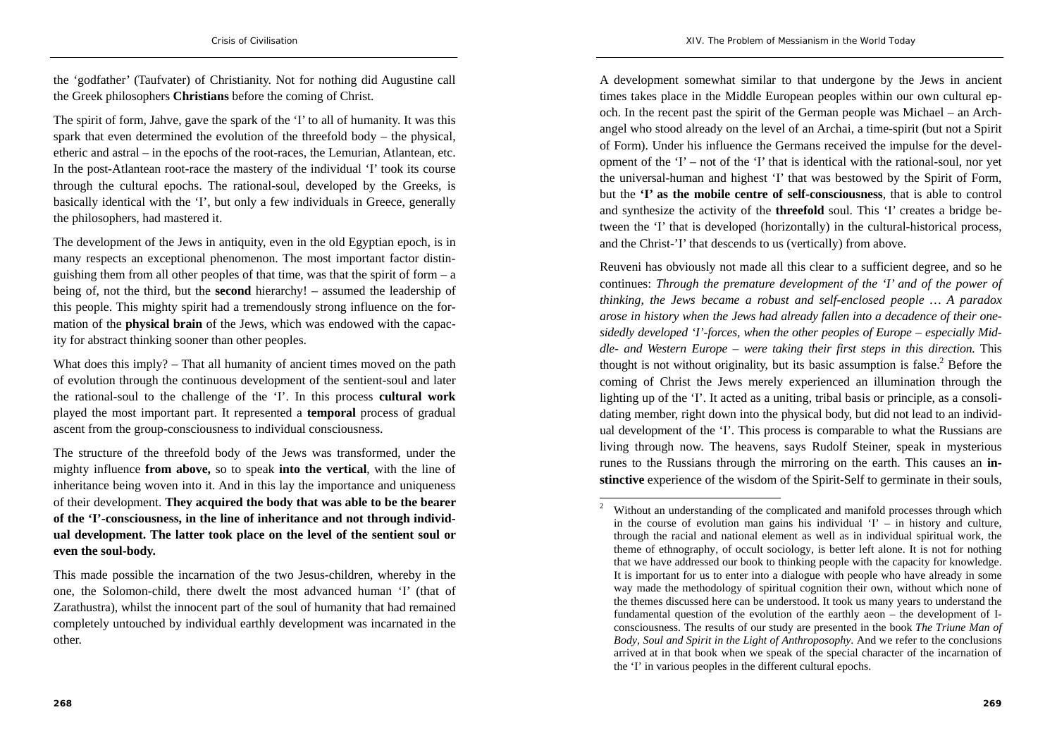the 'godfather' (Taufvater) of Christianity. Not for nothing did Augustine call the Greek philosophers **Christians** before the coming of Christ.

The spirit of form, Jahve, gave the spark of the 'I' to all of humanity. It was this spark that even determined the evolution of the threefold body – the physical, etheric and astral – in the epochs of the root-races, the Lemurian, Atlantean, etc. In the post-Atlantean root-race the mastery of the individual 'I' took its course through the cultural epochs. The rational-soul, developed by the Greeks, is basically identical with the 'I', but only a few individuals in Greece, generally the philosophers, had mastered it.

The development of the Jews in antiquity, even in the old Egyptian epoch, is in many respects an exceptional phenomenon. The most important factor distinguishing them from all other peoples of that time, was that the spirit of form – a being of, not the third, but the **second** hierarchy! – assumed the leadership of this people. This mighty spirit had a tremendously strong influence on the formation of the **physical brain** of the Jews, which was endowed with the capacity for abstract thinking sooner than other peoples.

What does this imply? – That all humanity of ancient times moved on the path of evolution through the continuous development of the sentient-soul and later the rational-soul to the challenge of the 'I'. In this process **cultural work** played the most important part. It represented a **temporal** process of gradual ascent from the group-consciousness to individual consciousness.

The structure of the threefold body of the Jews was transformed, under the mighty influence **from above,** so to speak **into the vertical**, with the line of inheritance being woven into it. And in this lay the importance and uniqueness of their development. **They acquired the body that was able to be the bearer of the 'I'-consciousness, in the line of inheritance and not through individual development. The latter took place on the level of the sentient soul or even the soul-body.**

This made possible the incarnation of the two Jesus-children, whereby in the one, the Solomon-child, there dwelt the most advanced human 'I' (that of Zarathustra), whilst the innocent part of the soul of humanity that had remained completely untouched by individual earthly development was incarnated in the other.

A development somewhat similar to that undergone by the Jews in ancient times takes place in the Middle European peoples within our own cultural epoch. In the recent past the spirit of the German people was Michael – an Archangel who stood already on the level of an Archai, a time-spirit (but not a Spirit of Form). Under his influence the Germans received the impulse for the development of the 'I' – not of the 'I' that is identical with the rational-soul, nor yet the universal-human and highest 'I' that was bestowed by the Spirit of Form, but the **'I' as the mobile centre of self-consciousness**, that is able to control and synthesize the activity of the **threefold** soul. This 'I' creates a bridge between the 'I' that is developed (horizontally) in the cultural-historical process, and the Christ-'I' that descends to us (vertically) from above.

Reuveni has obviously not made all this clear to a sufficient degree, and so he continues: *Through the premature development of the 'I' and of the power of thinking, the Jews became a robust and self-enclosed people … A paradox arose in history when the Jews had already fallen into a decadence of their one-sidedly developed 'I'-forces, when the other peoples of Europe – especially Middle- and Western Europe – were taking their first steps in this direction.* This thought is not without originality, but its basic assumption is false.[2] Before the coming of Christ the Jews merely experienced an illumination through the lighting up of the 'I'. It acted as a uniting, tribal basis or principle, as a consolidating member, right down into the physical body, but did not lead to an individual development of the 'I'. This process is comparable to what the Russians are living through now. The heavens, says Rudolf Steiner, speak in mysterious runes to the Russians through the mirroring on the earth. This causes an **instinctive** experience of the wisdom of the Spirit-Self to germinate in their souls,

[2] Without an understanding of the complicated and manifold processes through which in the course of evolution man gains his individual 'I' – in history and culture, through the racial and national element as well as in individual spiritual work, the theme of ethnography, of occult sociology, is better left alone. It is not for nothing that we have addressed our book to thinking people with the capacity for knowledge. It is important for us to enter into a dialogue with people who have already in some way made the methodology of spiritual cognition their own, without which none of the themes discussed here can be understood. It took us many years to understand the fundamental question of the evolution of the earthly aeon – the development of I-consciousness. The results of our study are presented in the book *The Triune Man of Body, Soul and Spirit in the Light of Anthroposophy*. And we refer to the conclusions arrived at in that book when we speak of the special character of the incarnation of the 'I' in various peoples in the different cultural epochs.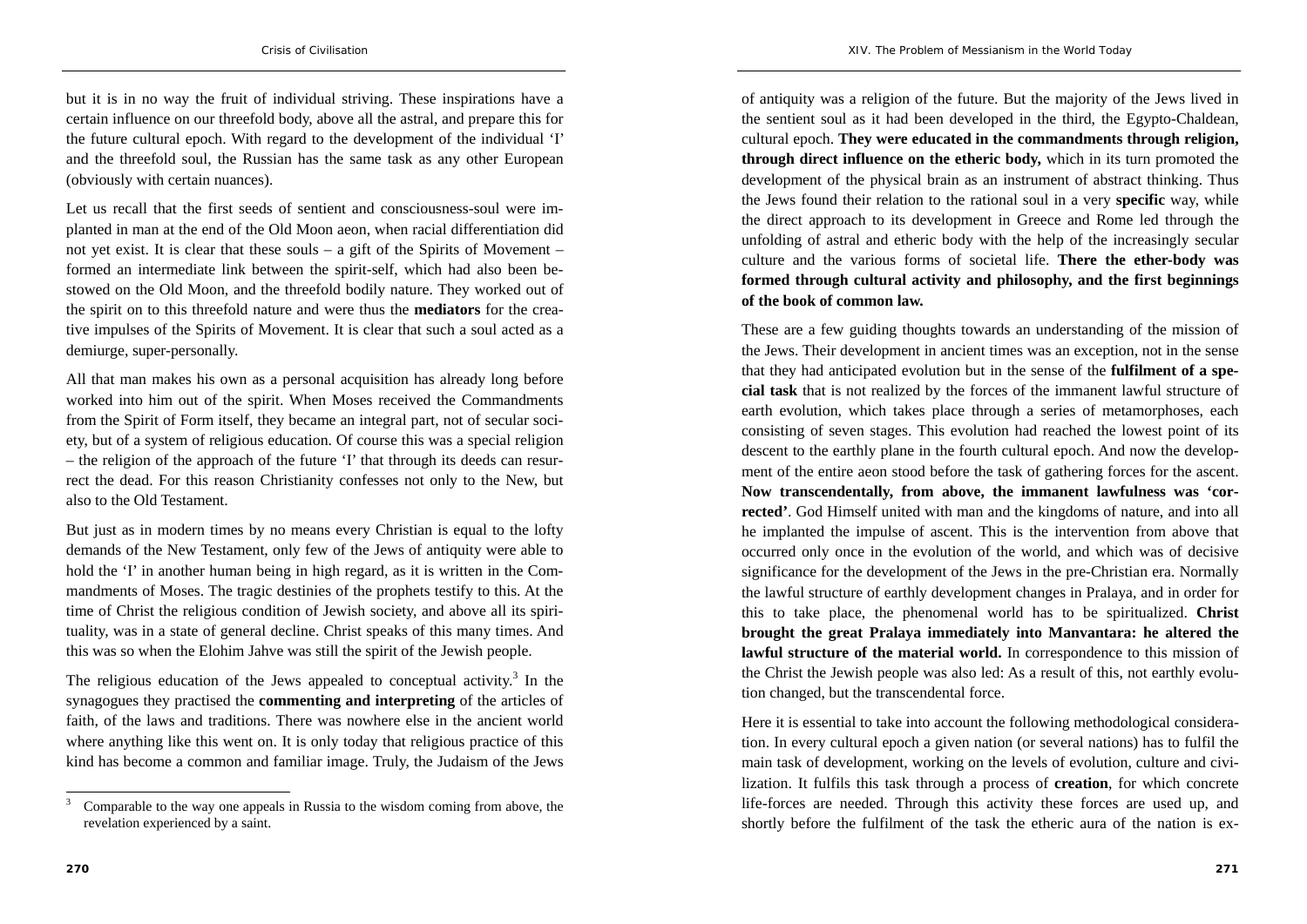but it is in no way the fruit of individual striving. These inspirations have a certain influence on our threefold body, above all the astral, and prepare this for the future cultural epoch. With regard to the development of the individual 'I' and the threefold soul, the Russian has the same task as any other European (obviously with certain nuances).

Let us recall that the first seeds of sentient and consciousness-soul were implanted in man at the end of the Old Moon aeon, when racial differentiation did not yet exist. It is clear that these souls – a gift of the Spirits of Movement – formed an intermediate link between the spirit-self, which had also been bestowed on the Old Moon, and the threefold bodily nature. They worked out of the spirit on to this threefold nature and were thus the **mediators** for the creative impulses of the Spirits of Movement. It is clear that such a soul acted as a demiurge, super-personally.

All that man makes his own as a personal acquisition has already long before worked into him out of the spirit. When Moses received the Commandments from the Spirit of Form itself, they became an integral part, not of secular society, but of a system of religious education. Of course this was a special religion – the religion of the approach of the future 'I' that through its deeds can resurrect the dead. For this reason Christianity confesses not only to the New, but also to the Old Testament.

But just as in modern times by no means every Christian is equal to the lofty demands of the New Testament, only few of the Jews of antiquity were able to hold the 'I' in another human being in high regard, as it is written in the Commandments of Moses. The tragic destinies of the prophets testify to this. At the time of Christ the religious condition of Jewish society, and above all its spirituality, was in a state of general decline. Christ speaks of this many times. And this was so when the Elohim Jahve was still the spirit of the Jewish people.

The religious education of the Jews appealed to conceptual activity.[3] In the synagogues they practised the **commenting and interpreting** of the articles of faith, of the laws and traditions. There was nowhere else in the ancient world where anything like this went on. It is only today that religious practice of this kind has become a common and familiar image. Truly, the Judaism of the Jews of antiquity was a religion of the future. But the majority of the Jews lived in the sentient soul as it had been developed in the third, the Egypto-Chaldean, cultural epoch. **They were educated in the commandments through religion, through direct influence on the etheric body,** which in its turn promoted the development of the physical brain as an instrument of abstract thinking. Thus the Jews found their relation to the rational soul in a very **specific** way, while the direct approach to its development in Greece and Rome led through the unfolding of astral and etheric body with the help of the increasingly secular culture and the various forms of societal life. **There the ether-body was formed through cultural activity and philosophy, and the first beginnings of the book of common law.**

These are a few guiding thoughts towards an understanding of the mission of the Jews. Their development in ancient times was an exception, not in the sense that they had anticipated evolution but in the sense of the **fulfilment of a special task** that is not realized by the forces of the immanent lawful structure of earth evolution, which takes place through a series of metamorphoses, each consisting of seven stages. This evolution had reached the lowest point of its descent to the earthly plane in the fourth cultural epoch. And now the development of the entire aeon stood before the task of gathering forces for the ascent. **Now transcendentally, from above, the immanent lawfulness was 'corrected'**. God Himself united with man and the kingdoms of nature, and into all he implanted the impulse of ascent. This is the intervention from above that occurred only once in the evolution of the world, and which was of decisive significance for the development of the Jews in the pre-Christian era. Normally the lawful structure of earthly development changes in Pralaya, and in order for this to take place, the phenomenal world has to be spiritualized. **Christ brought the great Pralaya immediately into Manvantara: he altered the lawful structure of the material world.** In correspondence to this mission of the Christ the Jewish people was also led: As a result of this, not earthly evolution changed, but the transcendental force.

Here it is essential to take into account the following methodological consideration. In every cultural epoch a given nation (or several nations) has to fulfil the main task of development, working on the levels of evolution, culture and civilization. It fulfils this task through a process of **creation**, for which concrete life-forces are needed. Through this activity these forces are used up, and shortly before the fulfilment of the task the etheric aura of the nation is ex-

---

[3] Comparable to the way one appeals in Russia to the wisdom coming from above, the revelation experienced by a saint.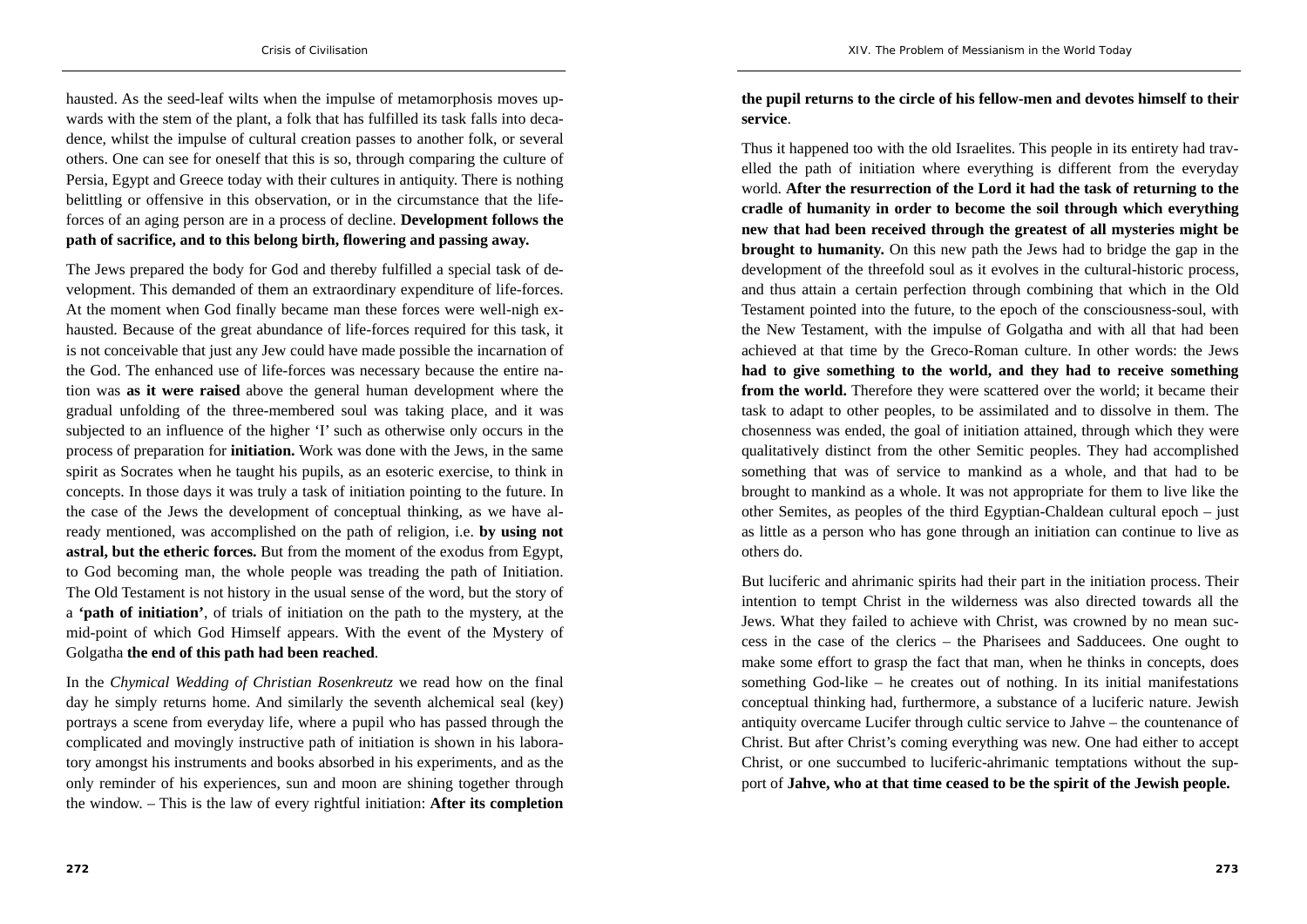hausted. As the seed-leaf wilts when the impulse of metamorphosis moves upwards with the stem of the plant, a folk that has fulfilled its task falls into decadence, whilst the impulse of cultural creation passes to another folk, or several others. One can see for oneself that this is so, through comparing the culture of Persia, Egypt and Greece today with their cultures in antiquity. There is nothing belittling or offensive in this observation, or in the circumstance that the life-forces of an aging person are in a process of decline. **Development follows the path of sacrifice, and to this belong birth, flowering and passing away.**

The Jews prepared the body for God and thereby fulfilled a special task of development. This demanded of them an extraordinary expenditure of life-forces. At the moment when God finally became man these forces were well-nigh exhausted. Because of the great abundance of life-forces required for this task, it is not conceivable that just any Jew could have made possible the incarnation of the God. The enhanced use of life-forces was necessary because the entire nation was **as it were raised** above the general human development where the gradual unfolding of the three-membered soul was taking place, and it was subjected to an influence of the higher 'I' such as otherwise only occurs in the process of preparation for **initiation.** Work was done with the Jews, in the same spirit as Socrates when he taught his pupils, as an esoteric exercise, to think in concepts. In those days it was truly a task of initiation pointing to the future. In the case of the Jews the development of conceptual thinking, as we have already mentioned, was accomplished on the path of religion, i.e. **by using not astral, but the etheric forces.** But from the moment of the exodus from Egypt, to God becoming man, the whole people was treading the path of Initiation. The Old Testament is not history in the usual sense of the word, but the story of a **'path of initiation'**, of trials of initiation on the path to the mystery, at the mid-point of which God Himself appears. With the event of the Mystery of Golgatha **the end of this path had been reached**.

In the *Chymical Wedding of Christian Rosenkreutz* we read how on the final day he simply returns home. And similarly the seventh alchemical seal (key) portrays a scene from everyday life, where a pupil who has passed through the complicated and movingly instructive path of initiation is shown in his laboratory amongst his instruments and books absorbed in his experiments, and as the only reminder of his experiences, sun and moon are shining together through the window. – This is the law of every rightful initiation: **After its completion the pupil returns to the circle of his fellow-men and devotes himself to their service**.

Thus it happened too with the old Israelites. This people in its entirety had travelled the path of initiation where everything is different from the everyday world. **After the resurrection of the Lord it had the task of returning to the cradle of humanity in order to become the soil through which everything new that had been received through the greatest of all mysteries might be brought to humanity.** On this new path the Jews had to bridge the gap in the development of the threefold soul as it evolves in the cultural-historic process, and thus attain a certain perfection through combining that which in the Old Testament pointed into the future, to the epoch of the consciousness-soul, with the New Testament, with the impulse of Golgatha and with all that had been achieved at that time by the Greco-Roman culture. In other words: the Jews **had to give something to the world, and they had to receive something from the world.** Therefore they were scattered over the world; it became their task to adapt to other peoples, to be assimilated and to dissolve in them. The chosenness was ended, the goal of initiation attained, through which they were qualitatively distinct from the other Semitic peoples. They had accomplished something that was of service to mankind as a whole, and that had to be brought to mankind as a whole. It was not appropriate for them to live like the other Semites, as peoples of the third Egyptian-Chaldean cultural epoch – just as little as a person who has gone through an initiation can continue to live as others do.

But luciferic and ahrimanic spirits had their part in the initiation process. Their intention to tempt Christ in the wilderness was also directed towards all the Jews. What they failed to achieve with Christ, was crowned by no mean success in the case of the clerics – the Pharisees and Sadducees. One ought to make some effort to grasp the fact that man, when he thinks in concepts, does something God-like – he creates out of nothing. In its initial manifestations conceptual thinking had, furthermore, a substance of a luciferic nature. Jewish antiquity overcame Lucifer through cultic service to Jahve – the countenance of Christ. But after Christ's coming everything was new. One had either to accept Christ, or one succumbed to luciferic-ahrimanic temptations without the support of **Jahve, who at that time ceased to be the spirit of the Jewish people.**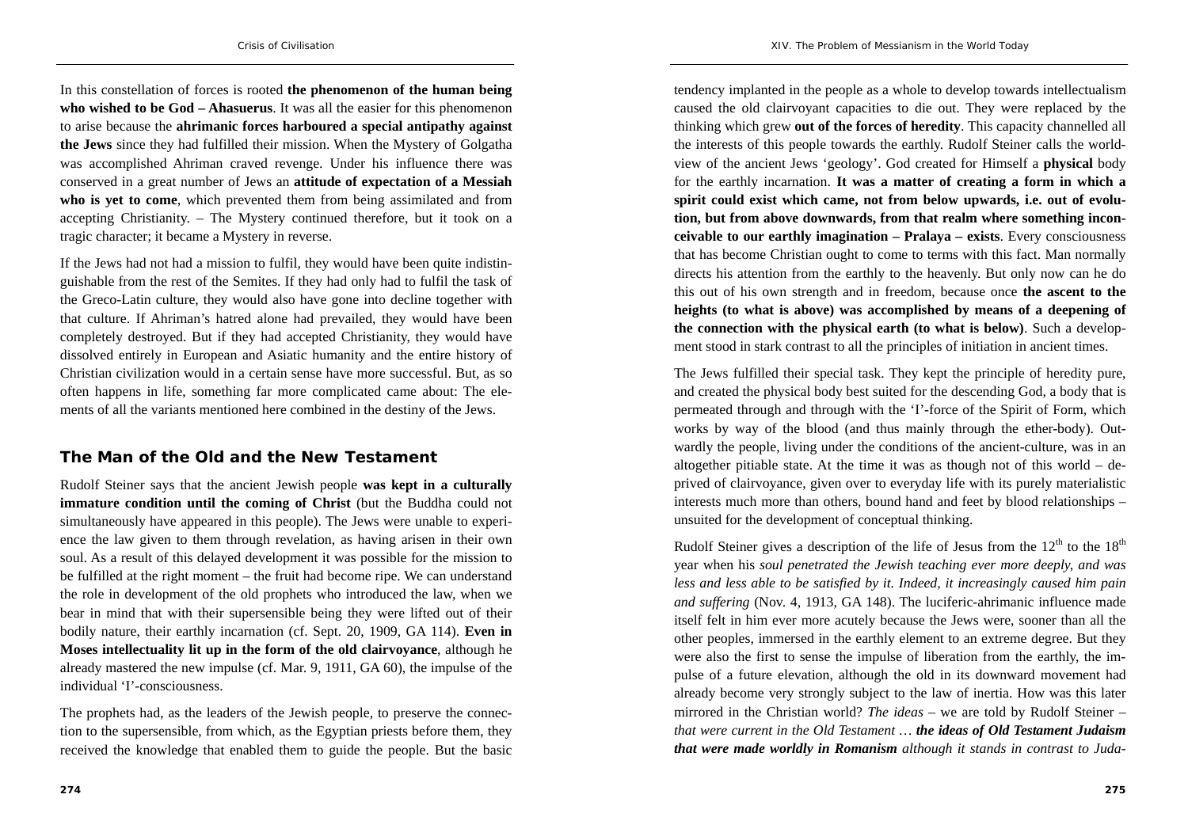In this constellation of forces is rooted **the phenomenon of the human being who wished to be God – Ahasuerus**. It was all the easier for this phenomenon to arise because the **ahrimanic forces harboured a special antipathy against the Jews** since they had fulfilled their mission. When the Mystery of Golgatha was accomplished Ahriman craved revenge. Under his influence there was conserved in a great number of Jews an **attitude of expectation of a Messiah who is yet to come**, which prevented them from being assimilated and from accepting Christianity. – The Mystery continued therefore, but it took on a tragic character; it became a Mystery in reverse.

If the Jews had not had a mission to fulfil, they would have been quite indistinguishable from the rest of the Semites. If they had only had to fulfil the task of the Greco-Latin culture, they would also have gone into decline together with that culture. If Ahriman's hatred alone had prevailed, they would have been completely destroyed. But if they had accepted Christianity, they would have dissolved entirely in European and Asiatic humanity and the entire history of Christian civilization would in a certain sense have more successful. But, as so often happens in life, something far more complicated came about: The elements of all the variants mentioned here combined in the destiny of the Jews.

## The Man of the Old and the New Testament

Rudolf Steiner says that the ancient Jewish people **was kept in a culturally immature condition until the coming of Christ** (but the Buddha could not simultaneously have appeared in this people). The Jews were unable to experience the law given to them through revelation, as having arisen in their own soul. As a result of this delayed development it was possible for the mission to be fulfilled at the right moment – the fruit had become ripe. We can understand the role in development of the old prophets who introduced the law, when we bear in mind that with their supersensible being they were lifted out of their bodily nature, their earthly incarnation (cf. Sept. 20, 1909, GA 114). **Even in Moses intellectuality lit up in the form of the old clairvoyance**, although he already mastered the new impulse (cf. Mar. 9, 1911, GA 60), the impulse of the individual 'I'-consciousness.

The prophets had, as the leaders of the Jewish people, to preserve the connection to the supersensible, from which, as the Egyptian priests before them, they received the knowledge that enabled them to guide the people. But the basic tendency implanted in the people as a whole to develop towards intellectualism caused the old clairvoyant capacities to die out. They were replaced by the thinking which grew **out of the forces of heredity**. This capacity channelled all the interests of this people towards the earthly. Rudolf Steiner calls the world-view of the ancient Jews 'geology'. God created for Himself a **physical** body for the earthly incarnation. **It was a matter of creating a form in which a spirit could exist which came, not from below upwards, i.e. out of evolution, but from above downwards, from that realm where something inconceivable to our earthly imagination – Pralaya – exists**. Every consciousness that has become Christian ought to come to terms with this fact. Man normally directs his attention from the earthly to the heavenly. But only now can he do this out of his own strength and in freedom, because once **the ascent to the heights (to what is above) was accomplished by means of a deepening of the connection with the physical earth (to what is below)**. Such a development stood in stark contrast to all the principles of initiation in ancient times.

The Jews fulfilled their special task. They kept the principle of heredity pure, and created the physical body best suited for the descending God, a body that is permeated through and through with the 'I'-force of the Spirit of Form, which works by way of the blood (and thus mainly through the ether-body). Outwardly the people, living under the conditions of the ancient-culture, was in an altogether pitiable state. At the time it was as though not of this world – deprived of clairvoyance, given over to everyday life with its purely materialistic interests much more than others, bound hand and feet by blood relationships – unsuited for the development of conceptual thinking.

Rudolf Steiner gives a description of the life of Jesus from the 12th to the 18th year when his *soul penetrated the Jewish teaching ever more deeply, and was less and less able to be satisfied by it. Indeed, it increasingly caused him pain and suffering* (Nov. 4, 1913, GA 148). The luciferic-ahrimanic influence made itself felt in him ever more acutely because the Jews were, sooner than all the other peoples, immersed in the earthly element to an extreme degree. But they were also the first to sense the impulse of liberation from the earthly, the impulse of a future elevation, although the old in its downward movement had already become very strongly subject to the law of inertia. How was this later mirrored in the Christian world? *The ideas* – we are told by Rudolf Steiner – *that were current in the Old Testament … **the ideas of Old Testament Judaism that were made worldly in Romanism** although it stands in contrast to Juda-*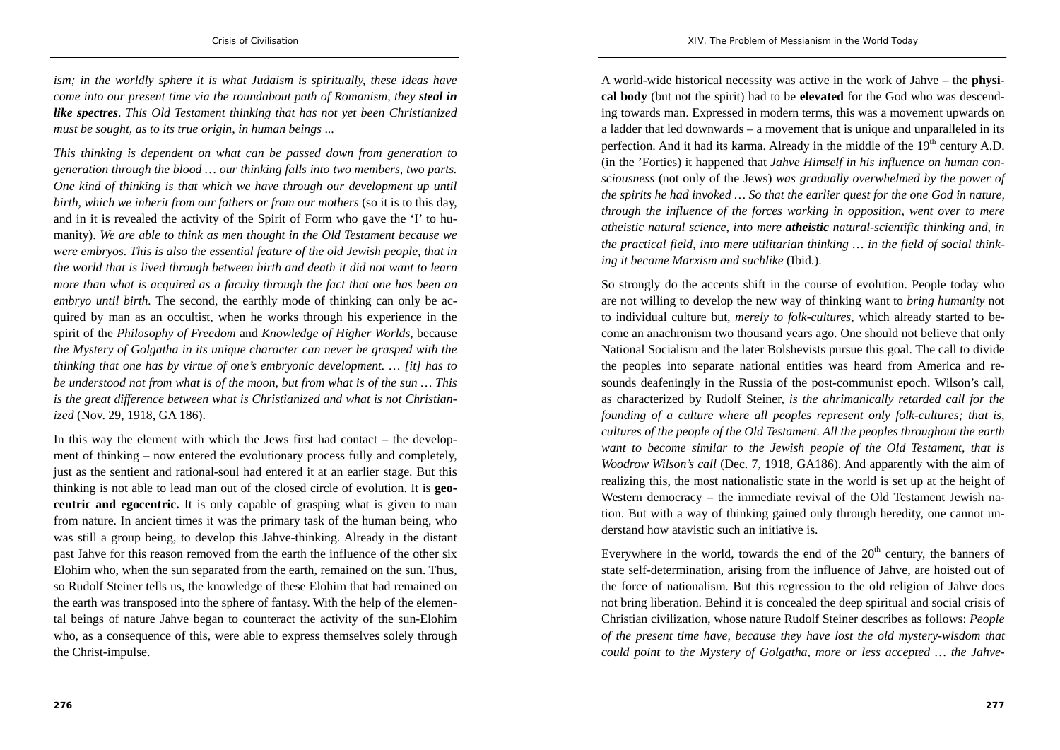*ism; in the worldly sphere it is what Judaism is spiritually, these ideas have come into our present time via the roundabout path of Romanism, they **steal in like spectres**. This Old Testament thinking that has not yet been Christianized must be sought, as to its true origin, in human beings ...*

*This thinking is dependent on what can be passed down from generation to generation through the blood … our thinking falls into two members, two parts. One kind of thinking is that which we have through our development up until birth, which we inherit from our fathers or from our mothers* (so it is to this day, and in it is revealed the activity of the Spirit of Form who gave the 'I' to humanity). *We are able to think as men thought in the Old Testament because we were embryos. This is also the essential feature of the old Jewish people, that in the world that is lived through between birth and death it did not want to learn more than what is acquired as a faculty through the fact that one has been an embryo until birth.* The second, the earthly mode of thinking can only be acquired by man as an occultist, when he works through his experience in the spirit of the *Philosophy of Freedom* and *Knowledge of Higher Worlds*, because *the Mystery of Golgatha in its unique character can never be grasped with the thinking that one has by virtue of one's embryonic development. … [it] has to be understood not from what is of the moon, but from what is of the sun … This is the great difference between what is Christianized and what is not Christianized* (Nov. 29, 1918, GA 186).

In this way the element with which the Jews first had contact – the development of thinking – now entered the evolutionary process fully and completely, just as the sentient and rational-soul had entered it at an earlier stage. But this thinking is not able to lead man out of the closed circle of evolution. It is **geocentric and egocentric.** It is only capable of grasping what is given to man from nature. In ancient times it was the primary task of the human being, who was still a group being, to develop this Jahve-thinking. Already in the distant past Jahve for this reason removed from the earth the influence of the other six Elohim who, when the sun separated from the earth, remained on the sun. Thus, so Rudolf Steiner tells us, the knowledge of these Elohim that had remained on the earth was transposed into the sphere of fantasy. With the help of the elemental beings of nature Jahve began to counteract the activity of the sun-Elohim who, as a consequence of this, were able to express themselves solely through the Christ-impulse.

A world-wide historical necessity was active in the work of Jahve – the **physical body** (but not the spirit) had to be **elevated** for the God who was descending towards man. Expressed in modern terms, this was a movement upwards on a ladder that led downwards – a movement that is unique and unparalleled in its perfection. And it had its karma. Already in the middle of the 19th century A.D. (in the 'Forties) it happened that *Jahve Himself in his influence on human consciousness* (not only of the Jews) *was gradually overwhelmed by the power of the spirits he had invoked … So that the earlier quest for the one God in nature, through the influence of the forces working in opposition, went over to mere atheistic natural science, into mere **atheistic** natural-scientific thinking and, in the practical field, into mere utilitarian thinking … in the field of social thinking it became Marxism and suchlike* (Ibid.).

So strongly do the accents shift in the course of evolution. People today who are not willing to develop the new way of thinking want to *bring humanity* not to individual culture but, *merely to folk-cultures*, which already started to become an anachronism two thousand years ago. One should not believe that only National Socialism and the later Bolshevists pursue this goal. The call to divide the peoples into separate national entities was heard from America and resounds deafeningly in the Russia of the post-communist epoch. Wilson's call, as characterized by Rudolf Steiner, *is the ahrimanically retarded call for the founding of a culture where all peoples represent only folk-cultures; that is, cultures of the people of the Old Testament. All the peoples throughout the earth want to become similar to the Jewish people of the Old Testament, that is Woodrow Wilson's call* (Dec. 7, 1918, GA186). And apparently with the aim of realizing this, the most nationalistic state in the world is set up at the height of Western democracy – the immediate revival of the Old Testament Jewish nation. But with a way of thinking gained only through heredity, one cannot understand how atavistic such an initiative is.

Everywhere in the world, towards the end of the 20th century, the banners of state self-determination, arising from the influence of Jahve, are hoisted out of the force of nationalism. But this regression to the old religion of Jahve does not bring liberation. Behind it is concealed the deep spiritual and social crisis of Christian civilization, whose nature Rudolf Steiner describes as follows: *People of the present time have, because they have lost the old mystery-wisdom that could point to the Mystery of Golgatha, more or less accepted … the Jahve-*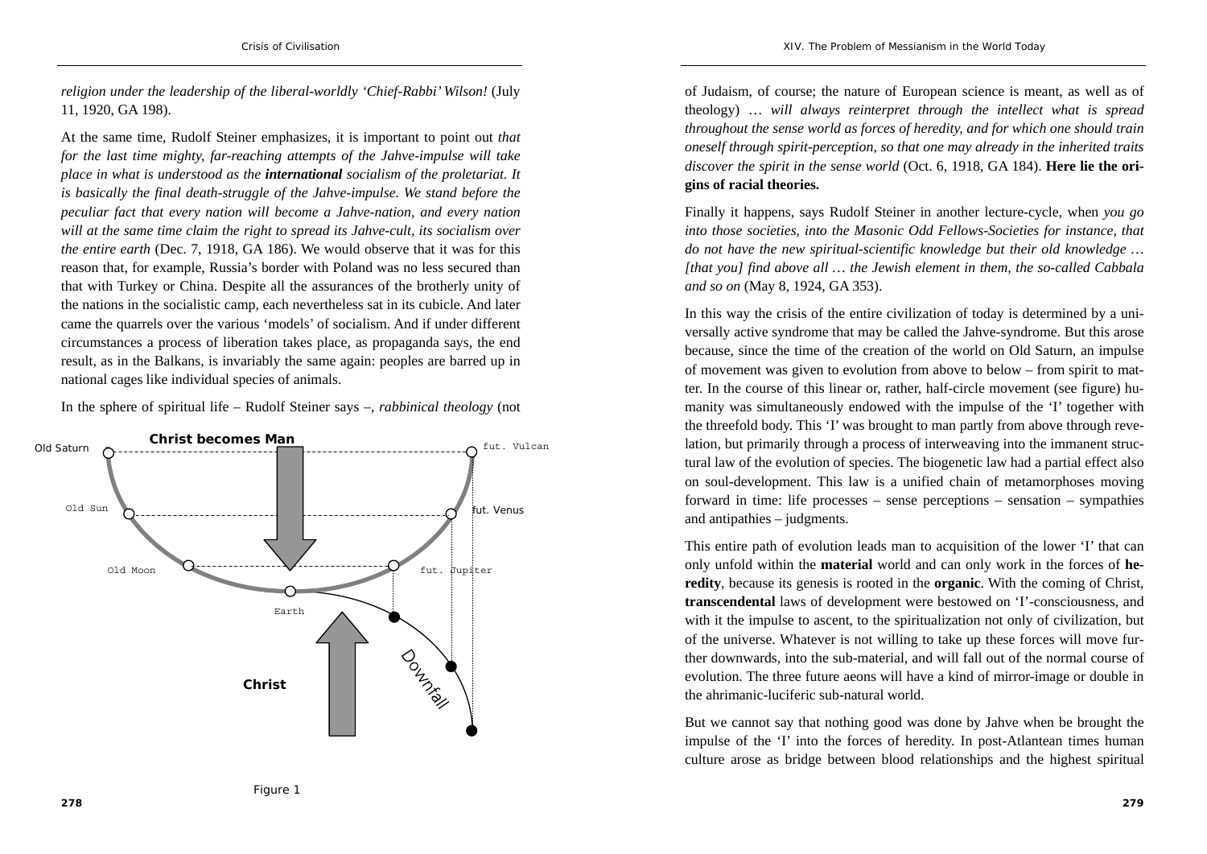*religion under the leadership of the liberal-worldly 'Chief-Rabbi' Wilson!* (July 11, 1920, GA 198).

At the same time, Rudolf Steiner emphasizes, it is important to point out *that for the last time mighty, far-reaching attempts of the Jahve-impulse will take place in what is understood as the **international** socialism of the proletariat. It is basically the final death-struggle of the Jahve-impulse. We stand before the peculiar fact that every nation will become a Jahve-nation, and every nation will at the same time claim the right to spread its Jahve-cult, its socialism over the entire earth* (Dec. 7, 1918, GA 186). We would observe that it was for this reason that, for example, Russia's border with Poland was no less secured than that with Turkey or China. Despite all the assurances of the brotherly unity of the nations in the socialistic camp, each nevertheless sat in its cubicle. And later came the quarrels over the various 'models' of socialism. And if under different circumstances a process of liberation takes place, as propaganda says, the end result, as in the Balkans, is invariably the same again: peoples are barred up in national cages like individual species of animals.

In the sphere of spiritual life – Rudolf Steiner says –, *rabbinical theology* (not of Judaism, of course; the nature of European science is meant, as well as of theology) … *will always reinterpret through the intellect what is spread throughout the sense world as forces of heredity, and for which one should train oneself through spirit-perception, so that one may already in the inherited traits discover the spirit in the sense world* (Oct. 6, 1918, GA 184). **Here lie the origins of racial theories.**

Finally it happens, says Rudolf Steiner in another lecture-cycle, when *you go into those societies, into the Masonic Odd Fellows-Societies for instance, that do not have the new spiritual-scientific knowledge but their old knowledge … [that you] find above all … the Jewish element in them, the so-called Cabbala and so on* (May 8, 1924, GA 353).

In this way the crisis of the entire civilization of today is determined by a universally active syndrome that may be called the Jahve-syndrome. But this arose because, since the time of the creation of the world on Old Saturn, an impulse of movement was given to evolution from above to below – from spirit to matter. In the course of this linear or, rather, half-circle movement (see figure) humanity was simultaneously endowed with the impulse of the 'I' together with the threefold body. This 'I' was brought to man partly from above through revelation, but primarily through a process of interweaving into the immanent structural law of the evolution of species. The biogenetic law had a partial effect also on soul-development. This law is a unified chain of metamorphoses moving forward in time: life processes – sense perceptions – sensation – sympathies and antipathies – judgments.

This entire path of evolution leads man to acquisition of the lower 'I' that can only unfold within the **material** world and can only work in the forces of **heredity**, because its genesis is rooted in the **organic**. With the coming of Christ, **transcendental** laws of development were bestowed on 'I'-consciousness, and with it the impulse to ascent, to the spiritualization not only of civilization, but of the universe. Whatever is not willing to take up these forces will move further downwards, into the sub-material, and will fall out of the normal course of evolution. The three future aeons will have a kind of mirror-image or double in the ahrimanic-luciferic sub-natural world.

But we cannot say that nothing good was done by Jahve when be brought the impulse of the 'I' into the forces of heredity. In post-Atlantean times human culture arose as bridge between blood relationships and the highest spiritual

Figure 1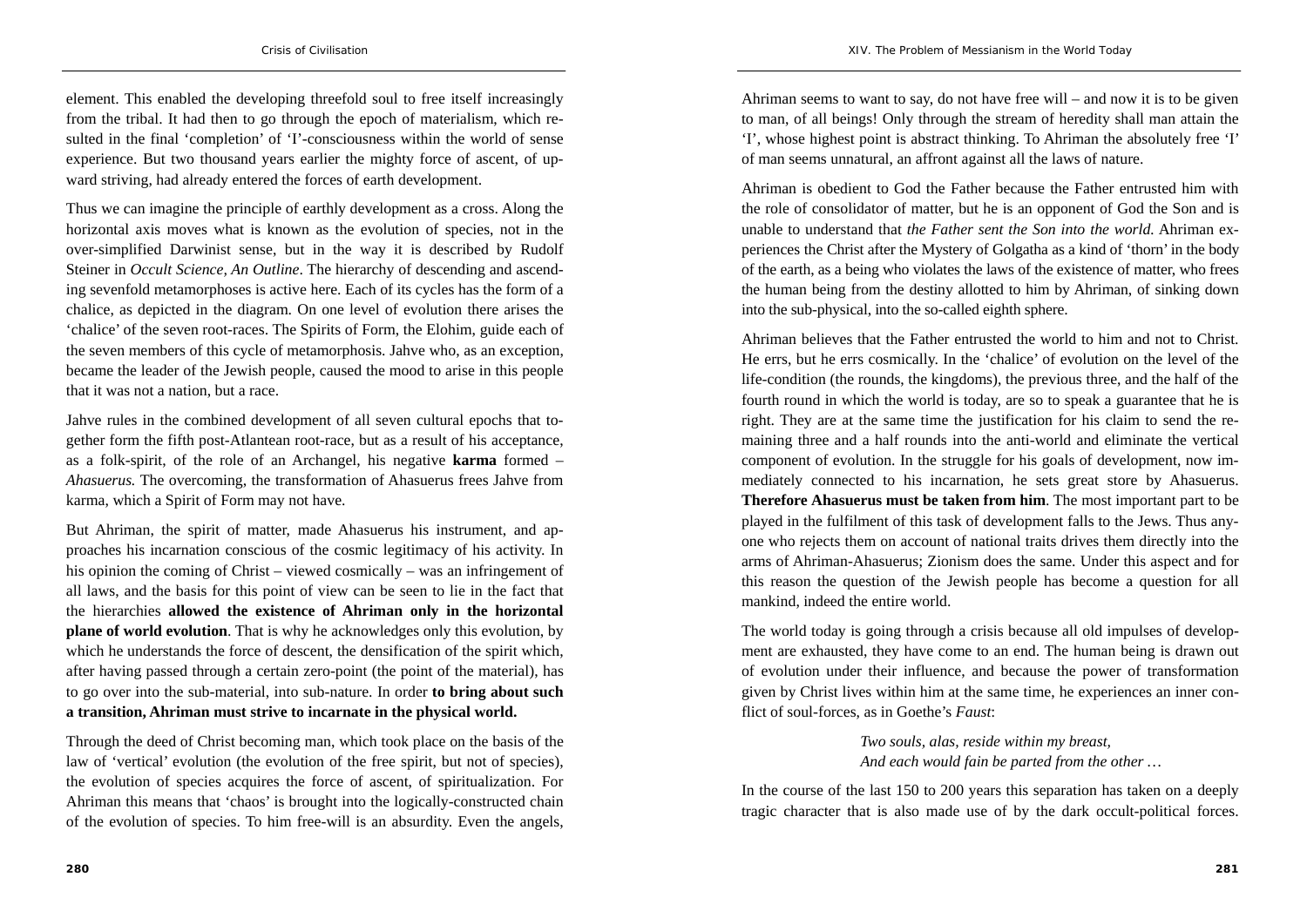element. This enabled the developing threefold soul to free itself increasingly from the tribal. It had then to go through the epoch of materialism, which resulted in the final 'completion' of 'I'-consciousness within the world of sense experience. But two thousand years earlier the mighty force of ascent, of upward striving, had already entered the forces of earth development.

Thus we can imagine the principle of earthly development as a cross. Along the horizontal axis moves what is known as the evolution of species, not in the over-simplified Darwinist sense, but in the way it is described by Rudolf Steiner in *Occult Science, An Outline*. The hierarchy of descending and ascending sevenfold metamorphoses is active here. Each of its cycles has the form of a chalice, as depicted in the diagram. On one level of evolution there arises the 'chalice' of the seven root-races. The Spirits of Form, the Elohim, guide each of the seven members of this cycle of metamorphosis. Jahve who, as an exception, became the leader of the Jewish people, caused the mood to arise in this people that it was not a nation, but a race.

Jahve rules in the combined development of all seven cultural epochs that together form the fifth post-Atlantean root-race, but as a result of his acceptance, as a folk-spirit, of the role of an Archangel, his negative **karma** formed – *Ahasuerus*. The overcoming, the transformation of Ahasuerus frees Jahve from karma, which a Spirit of Form may not have.

But Ahriman, the spirit of matter, made Ahasuerus his instrument, and approaches his incarnation conscious of the cosmic legitimacy of his activity. In his opinion the coming of Christ – viewed cosmically – was an infringement of all laws, and the basis for this point of view can be seen to lie in the fact that the hierarchies **allowed the existence of Ahriman only in the horizontal plane of world evolution**. That is why he acknowledges only this evolution, by which he understands the force of descent, the densification of the spirit which, after having passed through a certain zero-point (the point of the material), has to go over into the sub-material, into sub-nature. In order **to bring about such a transition, Ahriman must strive to incarnate in the physical world.**

Through the deed of Christ becoming man, which took place on the basis of the law of 'vertical' evolution (the evolution of the free spirit, but not of species), the evolution of species acquires the force of ascent, of spiritualization. For Ahriman this means that 'chaos' is brought into the logically-constructed chain of the evolution of species. To him free-will is an absurdity. Even the angels, Ahriman seems to want to say, do not have free will – and now it is to be given to man, of all beings! Only through the stream of heredity shall man attain the 'I', whose highest point is abstract thinking. To Ahriman the absolutely free 'I' of man seems unnatural, an affront against all the laws of nature.

Ahriman is obedient to God the Father because the Father entrusted him with the role of consolidator of matter, but he is an opponent of God the Son and is unable to understand that *the Father sent the Son into the world*. Ahriman experiences the Christ after the Mystery of Golgatha as a kind of 'thorn' in the body of the earth, as a being who violates the laws of the existence of matter, who frees the human being from the destiny allotted to him by Ahriman, of sinking down into the sub-physical, into the so-called eighth sphere.

Ahriman believes that the Father entrusted the world to him and not to Christ. He errs, but he errs cosmically. In the 'chalice' of evolution on the level of the life-condition (the rounds, the kingdoms), the previous three, and the half of the fourth round in which the world is today, are so to speak a guarantee that he is right. They are at the same time the justification for his claim to send the remaining three and a half rounds into the anti-world and eliminate the vertical component of evolution. In the struggle for his goals of development, now immediately connected to his incarnation, he sets great store by Ahasuerus. **Therefore Ahasuerus must be taken from him**. The most important part to be played in the fulfilment of this task of development falls to the Jews. Thus anyone who rejects them on account of national traits drives them directly into the arms of Ahriman-Ahasuerus; Zionism does the same. Under this aspect and for this reason the question of the Jewish people has become a question for all mankind, indeed the entire world.

The world today is going through a crisis because all old impulses of development are exhausted, they have come to an end. The human being is drawn out of evolution under their influence, and because the power of transformation given by Christ lives within him at the same time, he experiences an inner conflict of soul-forces, as in Goethe's *Faust*:

> *Two souls, alas, reside within my breast,*
> *And each would fain be parted from the other …*

In the course of the last 150 to 200 years this separation has taken on a deeply tragic character that is also made use of by the dark occult-political forces.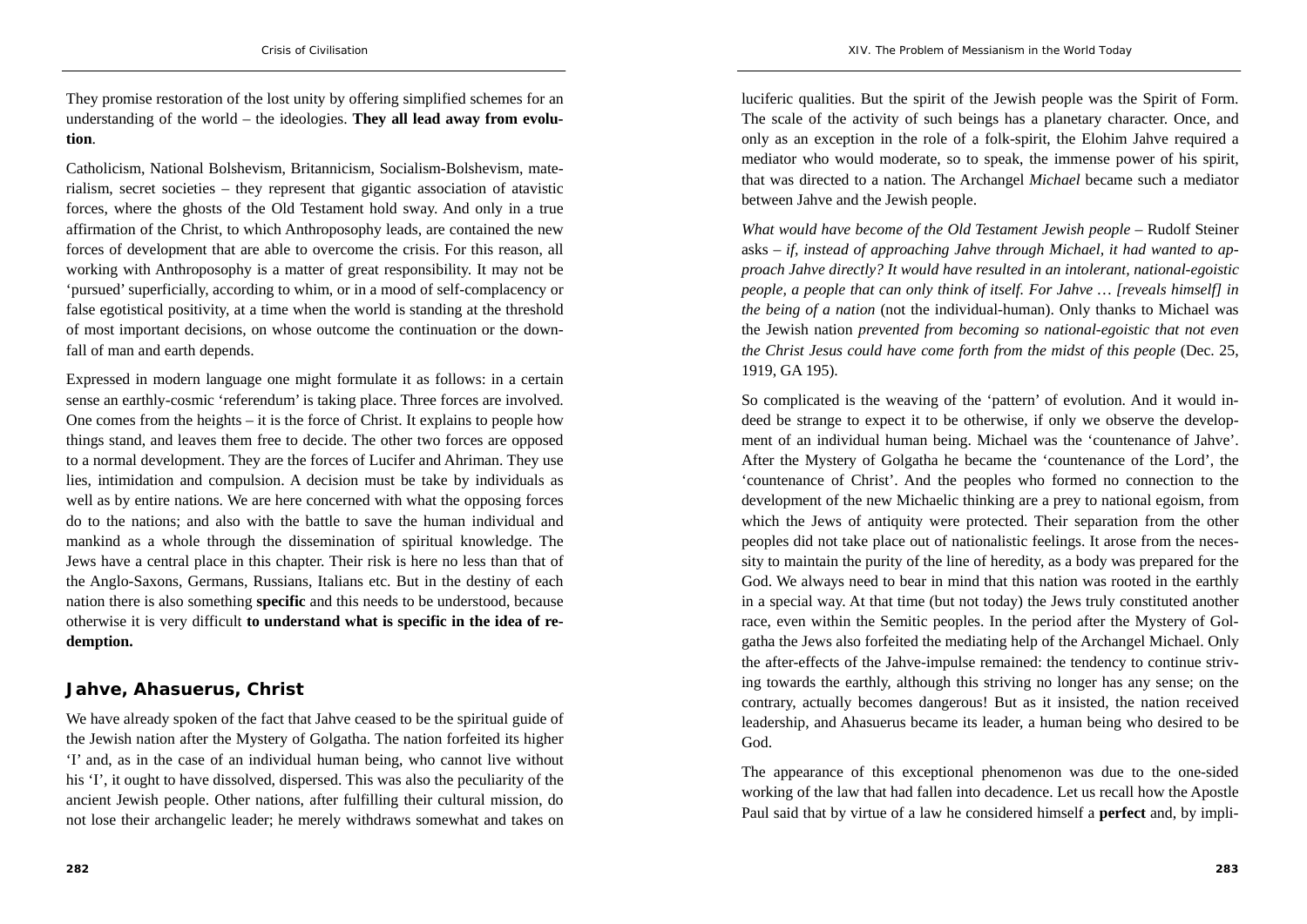They promise restoration of the lost unity by offering simplified schemes for an understanding of the world – the ideologies. **They all lead away from evolution**.

Catholicism, National Bolshevism, Britannicism, Socialism-Bolshevism, materialism, secret societies – they represent that gigantic association of atavistic forces, where the ghosts of the Old Testament hold sway. And only in a true affirmation of the Christ, to which Anthroposophy leads, are contained the new forces of development that are able to overcome the crisis. For this reason, all working with Anthroposophy is a matter of great responsibility. It may not be 'pursued' superficially, according to whim, or in a mood of self-complacency or false egotistical positivity, at a time when the world is standing at the threshold of most important decisions, on whose outcome the continuation or the downfall of man and earth depends.

Expressed in modern language one might formulate it as follows: in a certain sense an earthly-cosmic 'referendum' is taking place. Three forces are involved. One comes from the heights – it is the force of Christ. It explains to people how things stand, and leaves them free to decide. The other two forces are opposed to a normal development. They are the forces of Lucifer and Ahriman. They use lies, intimidation and compulsion. A decision must be take by individuals as well as by entire nations. We are here concerned with what the opposing forces do to the nations; and also with the battle to save the human individual and mankind as a whole through the dissemination of spiritual knowledge. The Jews have a central place in this chapter. Their risk is here no less than that of the Anglo-Saxons, Germans, Russians, Italians etc. But in the destiny of each nation there is also something **specific** and this needs to be understood, because otherwise it is very difficult **to understand what is specific in the idea of redemption.**

## Jahve, Ahasuerus, Christ

We have already spoken of the fact that Jahve ceased to be the spiritual guide of the Jewish nation after the Mystery of Golgatha. The nation forfeited its higher 'I' and, as in the case of an individual human being, who cannot live without his 'I', it ought to have dissolved, dispersed. This was also the peculiarity of the ancient Jewish people. Other nations, after fulfilling their cultural mission, do not lose their archangelic leader; he merely withdraws somewhat and takes on luciferic qualities. But the spirit of the Jewish people was the Spirit of Form. The scale of the activity of such beings has a planetary character. Once, and only as an exception in the role of a folk-spirit, the Elohim Jahve required a mediator who would moderate, so to speak, the immense power of his spirit, that was directed to a nation. The Archangel *Michael* became such a mediator between Jahve and the Jewish people.

*What would have become of the Old Testament Jewish people* – Rudolf Steiner asks – *if, instead of approaching Jahve through Michael, it had wanted to approach Jahve directly? It would have resulted in an intolerant, national-egoistic people, a people that can only think of itself. For Jahve … [reveals himself] in the being of a nation* (not the individual-human). Only thanks to Michael was the Jewish nation *prevented from becoming so national-egoistic that not even the Christ Jesus could have come forth from the midst of this people* (Dec. 25, 1919, GA 195).

So complicated is the weaving of the 'pattern' of evolution. And it would indeed be strange to expect it to be otherwise, if only we observe the development of an individual human being. Michael was the 'countenance of Jahve'. After the Mystery of Golgatha he became the 'countenance of the Lord', the 'countenance of Christ'. And the peoples who formed no connection to the development of the new Michaelic thinking are a prey to national egoism, from which the Jews of antiquity were protected. Their separation from the other peoples did not take place out of nationalistic feelings. It arose from the necessity to maintain the purity of the line of heredity, as a body was prepared for the God. We always need to bear in mind that this nation was rooted in the earthly in a special way. At that time (but not today) the Jews truly constituted another race, even within the Semitic peoples. In the period after the Mystery of Golgatha the Jews also forfeited the mediating help of the Archangel Michael. Only the after-effects of the Jahve-impulse remained: the tendency to continue striving towards the earthly, although this striving no longer has any sense; on the contrary, actually becomes dangerous! But as it insisted, the nation received leadership, and Ahasuerus became its leader, a human being who desired to be God.

The appearance of this exceptional phenomenon was due to the one-sided working of the law that had fallen into decadence. Let us recall how the Apostle Paul said that by virtue of a law he considered himself a **perfect** and, by impli-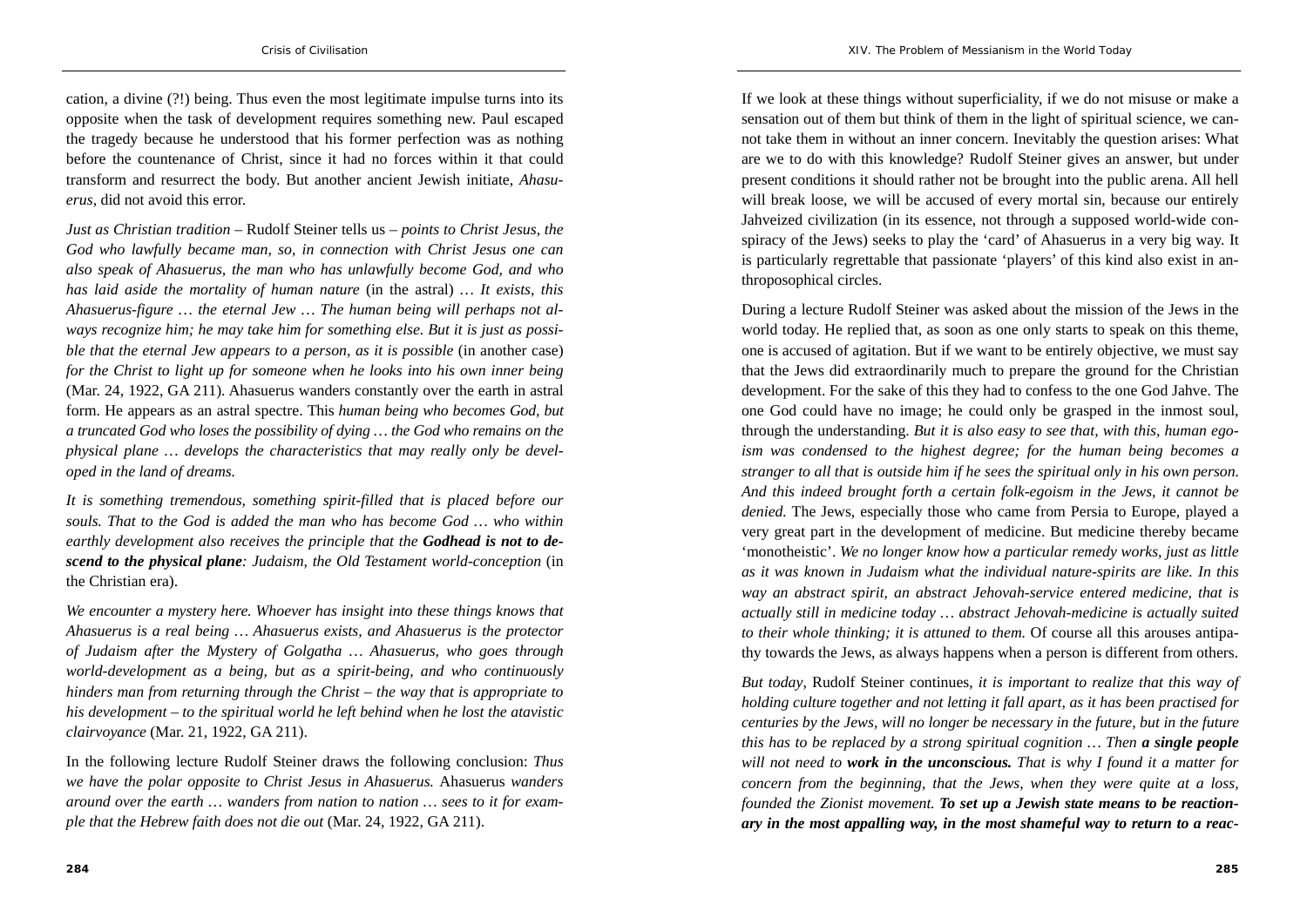cation, a divine (?!) being. Thus even the most legitimate impulse turns into its opposite when the task of development requires something new. Paul escaped the tragedy because he understood that his former perfection was as nothing before the countenance of Christ, since it had no forces within it that could transform and resurrect the body. But another ancient Jewish initiate, *Ahasuerus*, did not avoid this error.

*Just as Christian tradition* – Rudolf Steiner tells us – *points to Christ Jesus, the God who lawfully became man, so, in connection with Christ Jesus one can also speak of Ahasuerus, the man who has unlawfully become God, and who has laid aside the mortality of human nature* (in the astral) … *It exists, this Ahasuerus-figure … the eternal Jew … The human being will perhaps not always recognize him; he may take him for something else. But it is just as possible that the eternal Jew appears to a person, as it is possible* (in another case) *for the Christ to light up for someone when he looks into his own inner being* (Mar. 24, 1922, GA 211). Ahasuerus wanders constantly over the earth in astral form. He appears as an astral spectre. This *human being who becomes God, but a truncated God who loses the possibility of dying … the God who remains on the physical plane … develops the characteristics that may really only be developed in the land of dreams.*

*It is something tremendous, something spirit-filled that is placed before our souls. That to the God is added the man who has become God … who within earthly development also receives the principle that the **Godhead is not to descend to the physical plane**: Judaism, the Old Testament world-conception* (in the Christian era).

*We encounter a mystery here. Whoever has insight into these things knows that Ahasuerus is a real being … Ahasuerus exists, and Ahasuerus is the protector of Judaism after the Mystery of Golgatha … Ahasuerus, who goes through world-development as a being, but as a spirit-being, and who continuously hinders man from returning through the Christ – the way that is appropriate to his development – to the spiritual world he left behind when he lost the atavistic clairvoyance* (Mar. 21, 1922, GA 211).

In the following lecture Rudolf Steiner draws the following conclusion: *Thus we have the polar opposite to Christ Jesus in Ahasuerus.* Ahasuerus *wanders around over the earth … wanders from nation to nation … sees to it for example that the Hebrew faith does not die out* (Mar. 24, 1922, GA 211).

If we look at these things without superficiality, if we do not misuse or make a sensation out of them but think of them in the light of spiritual science, we cannot take them in without an inner concern. Inevitably the question arises: What are we to do with this knowledge? Rudolf Steiner gives an answer, but under present conditions it should rather not be brought into the public arena. All hell will break loose, we will be accused of every mortal sin, because our entirely Jahveized civilization (in its essence, not through a supposed world-wide conspiracy of the Jews) seeks to play the 'card' of Ahasuerus in a very big way. It is particularly regrettable that passionate 'players' of this kind also exist in anthroposophical circles.

During a lecture Rudolf Steiner was asked about the mission of the Jews in the world today. He replied that, as soon as one only starts to speak on this theme, one is accused of agitation. But if we want to be entirely objective, we must say that the Jews did extraordinarily much to prepare the ground for the Christian development. For the sake of this they had to confess to the one God Jahve. The one God could have no image; he could only be grasped in the inmost soul, through the understanding. *But it is also easy to see that, with this, human egoism was condensed to the highest degree; for the human being becomes a stranger to all that is outside him if he sees the spiritual only in his own person. And this indeed brought forth a certain folk-egoism in the Jews, it cannot be denied.* The Jews, especially those who came from Persia to Europe, played a very great part in the development of medicine. But medicine thereby became 'monotheistic'. *We no longer know how a particular remedy works, just as little as it was known in Judaism what the individual nature-spirits are like. In this way an abstract spirit, an abstract Jehovah-service entered medicine, that is actually still in medicine today … abstract Jehovah-medicine is actually suited to their whole thinking; it is attuned to them.* Of course all this arouses antipathy towards the Jews, as always happens when a person is different from others.

*But today*, Rudolf Steiner continues, *it is important to realize that this way of holding culture together and not letting it fall apart, as it has been practised for centuries by the Jews, will no longer be necessary in the future, but in the future this has to be replaced by a strong spiritual cognition … Then **a single people** will not need to **work in the unconscious.** That is why I found it a matter for concern from the beginning, that the Jews, when they were quite at a loss, founded the Zionist movement. **To set up a Jewish state means to be reactionary in the most appalling way, in the most shameful way to return to a reac-***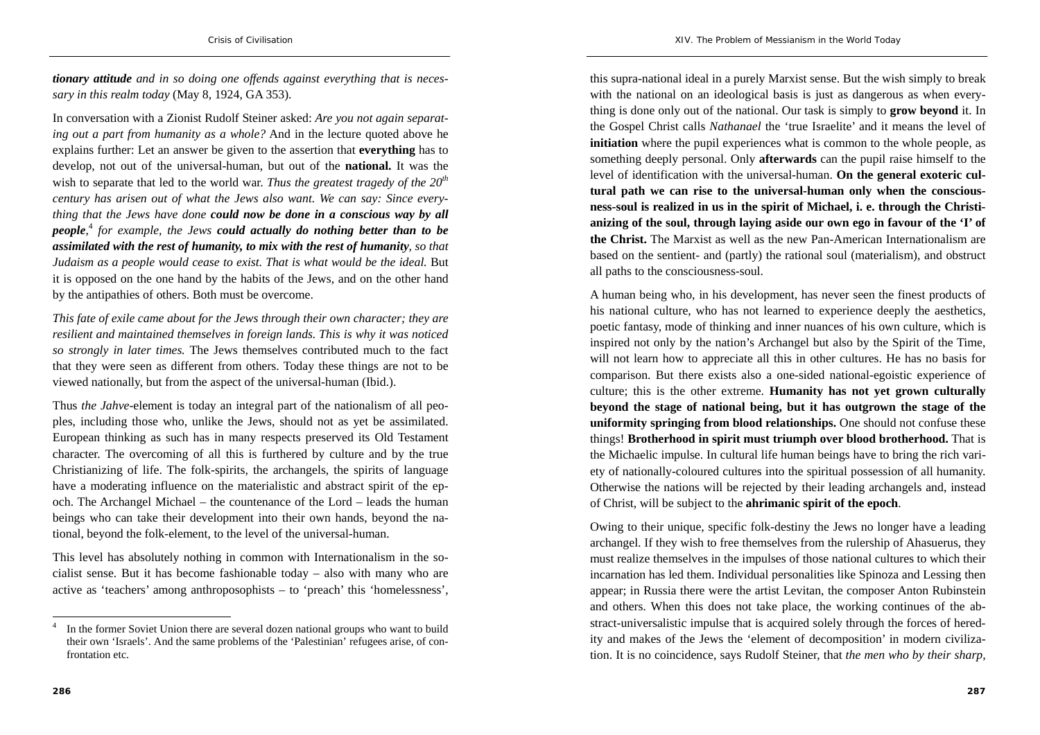*tionary attitude and in so doing one offends against everything that is necessary in this realm today* (May 8, 1924, GA 353).

In conversation with a Zionist Rudolf Steiner asked: *Are you not again separating out a part from humanity as a whole?* And in the lecture quoted above he explains further: Let an answer be given to the assertion that **everything** has to develop, not out of the universal-human, but out of the **national.** It was the wish to separate that led to the world war. *Thus the greatest tragedy of the 20th century has arisen out of what the Jews also want. We can say: Since everything that the Jews have done* ***could now be done in a conscious way by all people***,[4] *for example, the Jews* ***could actually do nothing better than to be assimilated with the rest of humanity, to mix with the rest of humanity****, so that Judaism as a people would cease to exist. That is what would be the ideal.* But it is opposed on the one hand by the habits of the Jews, and on the other hand by the antipathies of others. Both must be overcome.

*This fate of exile came about for the Jews through their own character; they are resilient and maintained themselves in foreign lands. This is why it was noticed so strongly in later times.* The Jews themselves contributed much to the fact that they were seen as different from others. Today these things are not to be viewed nationally, but from the aspect of the universal-human (Ibid.).

Thus *the Jahve*-element is today an integral part of the nationalism of all peoples, including those who, unlike the Jews, should not as yet be assimilated. European thinking as such has in many respects preserved its Old Testament character. The overcoming of all this is furthered by culture and by the true Christianizing of life. The folk-spirits, the archangels, the spirits of language have a moderating influence on the materialistic and abstract spirit of the epoch. The Archangel Michael – the countenance of the Lord – leads the human beings who can take their development into their own hands, beyond the national, beyond the folk-element, to the level of the universal-human.

This level has absolutely nothing in common with Internationalism in the socialist sense. But it has become fashionable today – also with many who are active as 'teachers' among anthroposophists – to 'preach' this 'homelessness', this supra-national ideal in a purely Marxist sense. But the wish simply to break with the national on an ideological basis is just as dangerous as when everything is done only out of the national. Our task is simply to **grow beyond** it. In the Gospel Christ calls *Nathanael* the 'true Israelite' and it means the level of **initiation** where the pupil experiences what is common to the whole people, as something deeply personal. Only **afterwards** can the pupil raise himself to the level of identification with the universal-human. **On the general exoteric cultural path we can rise to the universal-human only when the consciousness-soul is realized in us in the spirit of Michael, i. e. through the Christianizing of the soul, through laying aside our own ego in favour of the 'I' of the Christ.** The Marxist as well as the new Pan-American Internationalism are based on the sentient- and (partly) the rational soul (materialism), and obstruct all paths to the consciousness-soul.

A human being who, in his development, has never seen the finest products of his national culture, who has not learned to experience deeply the aesthetics, poetic fantasy, mode of thinking and inner nuances of his own culture, which is inspired not only by the nation's Archangel but also by the Spirit of the Time, will not learn how to appreciate all this in other cultures. He has no basis for comparison. But there exists also a one-sided national-egoistic experience of culture; this is the other extreme. **Humanity has not yet grown culturally beyond the stage of national being, but it has outgrown the stage of the uniformity springing from blood relationships.** One should not confuse these things! **Brotherhood in spirit must triumph over blood brotherhood.** That is the Michaelic impulse. In cultural life human beings have to bring the rich variety of nationally-coloured cultures into the spiritual possession of all humanity. Otherwise the nations will be rejected by their leading archangels and, instead of Christ, will be subject to the **ahrimanic spirit of the epoch**.

Owing to their unique, specific folk-destiny the Jews no longer have a leading archangel. If they wish to free themselves from the rulership of Ahasuerus, they must realize themselves in the impulses of those national cultures to which their incarnation has led them. Individual personalities like Spinoza and Lessing then appear; in Russia there were the artist Levitan, the composer Anton Rubinstein and others. When this does not take place, the working continues of the abstract-universalistic impulse that is acquired solely through the forces of heredity and makes of the Jews the 'element of decomposition' in modern civilization. It is no coincidence, says Rudolf Steiner, that *the men who by their sharp,*

[4] In the former Soviet Union there are several dozen national groups who want to build their own 'Israels'. And the same problems of the 'Palestinian' refugees arise, of confrontation etc.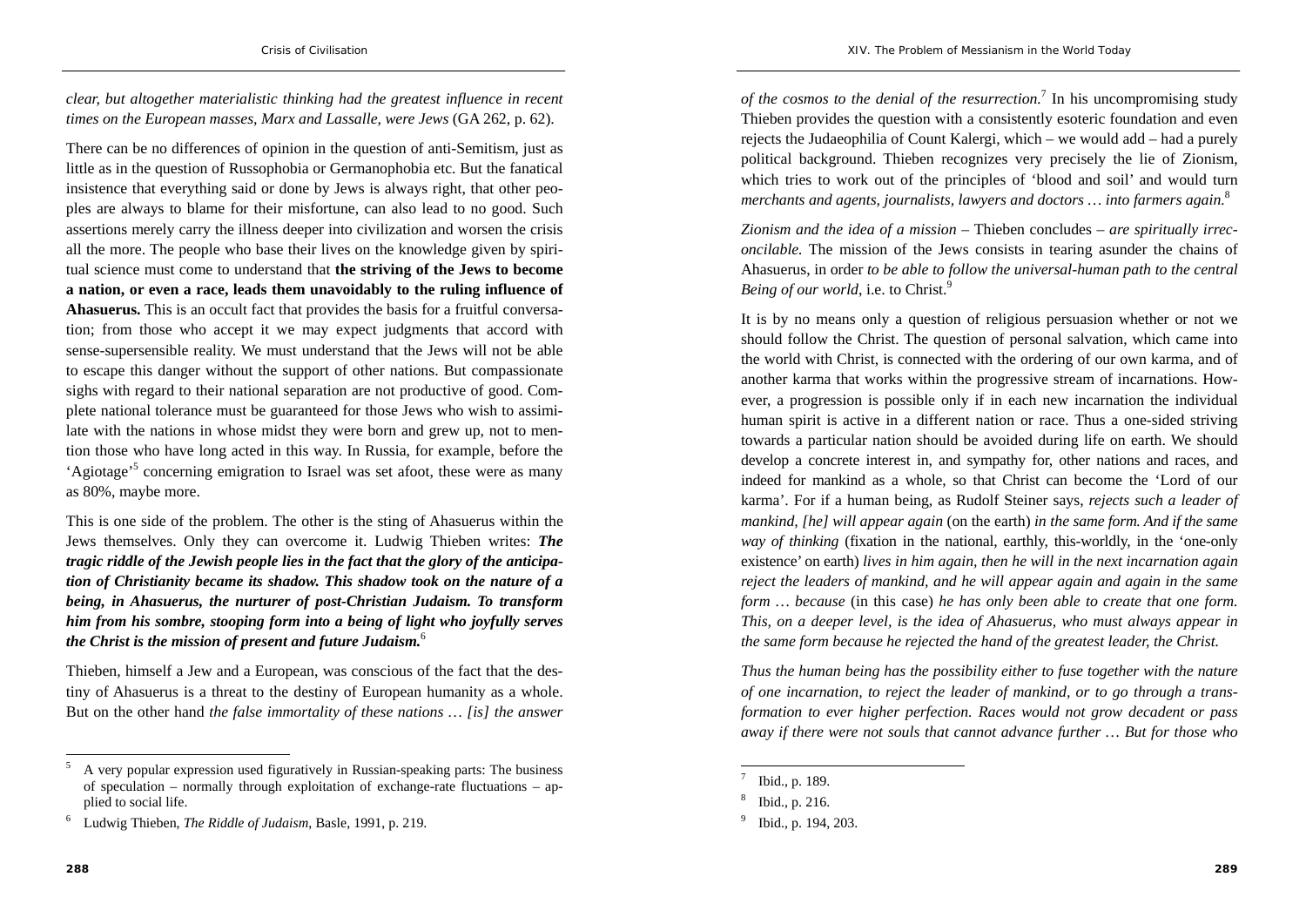*clear, but altogether materialistic thinking had the greatest influence in recent times on the European masses, Marx and Lassalle, were Jews* (GA 262, p. 62).

There can be no differences of opinion in the question of anti-Semitism, just as little as in the question of Russophobia or Germanophobia etc. But the fanatical insistence that everything said or done by Jews is always right, that other peoples are always to blame for their misfortune, can also lead to no good. Such assertions merely carry the illness deeper into civilization and worsen the crisis all the more. The people who base their lives on the knowledge given by spiritual science must come to understand that **the striving of the Jews to become a nation, or even a race, leads them unavoidably to the ruling influence of Ahasuerus.** This is an occult fact that provides the basis for a fruitful conversation; from those who accept it we may expect judgments that accord with sense-supersensible reality. We must understand that the Jews will not be able to escape this danger without the support of other nations. But compassionate sighs with regard to their national separation are not productive of good. Complete national tolerance must be guaranteed for those Jews who wish to assimilate with the nations in whose midst they were born and grew up, not to mention those who have long acted in this way. In Russia, for example, before the 'Agiotage'[5] concerning emigration to Israel was set afoot, these were as many as 80%, maybe more.

This is one side of the problem. The other is the sting of Ahasuerus within the Jews themselves. Only they can overcome it. Ludwig Thieben writes: ***The tragic riddle of the Jewish people lies in the fact that the glory of the anticipation of Christianity became its shadow. This shadow took on the nature of a being, in Ahasuerus, the nurturer of post-Christian Judaism. To transform him from his sombre, stooping form into a being of light who joyfully serves the Christ is the mission of present and future Judaism.***[6]

Thieben, himself a Jew and a European, was conscious of the fact that the destiny of Ahasuerus is a threat to the destiny of European humanity as a whole. But on the other hand *the false immortality of these nations … [is] the answer of the cosmos to the denial of the resurrection.*[7] In his uncompromising study Thieben provides the question with a consistently esoteric foundation and even rejects the Judaeophilia of Count Kalergi, which – we would add – had a purely political background. Thieben recognizes very precisely the lie of Zionism, which tries to work out of the principles of 'blood and soil' and would turn *merchants and agents, journalists, lawyers and doctors … into farmers again.*[8]

*Zionism and the idea of a mission* – Thieben concludes – *are spiritually irreconcilable.* The mission of the Jews consists in tearing asunder the chains of Ahasuerus, in order *to be able to follow the universal-human path to the central Being of our world*, i.e. to Christ.[9]

It is by no means only a question of religious persuasion whether or not we should follow the Christ. The question of personal salvation, which came into the world with Christ, is connected with the ordering of our own karma, and of another karma that works within the progressive stream of incarnations. However, a progression is possible only if in each new incarnation the individual human spirit is active in a different nation or race. Thus a one-sided striving towards a particular nation should be avoided during life on earth. We should develop a concrete interest in, and sympathy for, other nations and races, and indeed for mankind as a whole, so that Christ can become the 'Lord of our karma'. For if a human being, as Rudolf Steiner says, *rejects such a leader of mankind, [he] will appear again* (on the earth) *in the same form. And if the same way of thinking* (fixation in the national, earthly, this-worldly, in the 'one-only existence' on earth) *lives in him again, then he will in the next incarnation again reject the leaders of mankind, and he will appear again and again in the same form … because* (in this case) *he has only been able to create that one form. This, on a deeper level, is the idea of Ahasuerus, who must always appear in the same form because he rejected the hand of the greatest leader, the Christ.*

*Thus the human being has the possibility either to fuse together with the nature of one incarnation, to reject the leader of mankind, or to go through a transformation to ever higher perfection. Races would not grow decadent or pass away if there were not souls that cannot advance further … But for those who*

---

[5] A very popular expression used figuratively in Russian-speaking parts: The business of speculation – normally through exploitation of exchange-rate fluctuations – applied to social life.

[6] Ludwig Thieben, *The Riddle of Judaism*, Basle, 1991, p. 219.

[7] Ibid., p. 189.

[8] Ibid., p. 216.

[9] Ibid., p. 194, 203.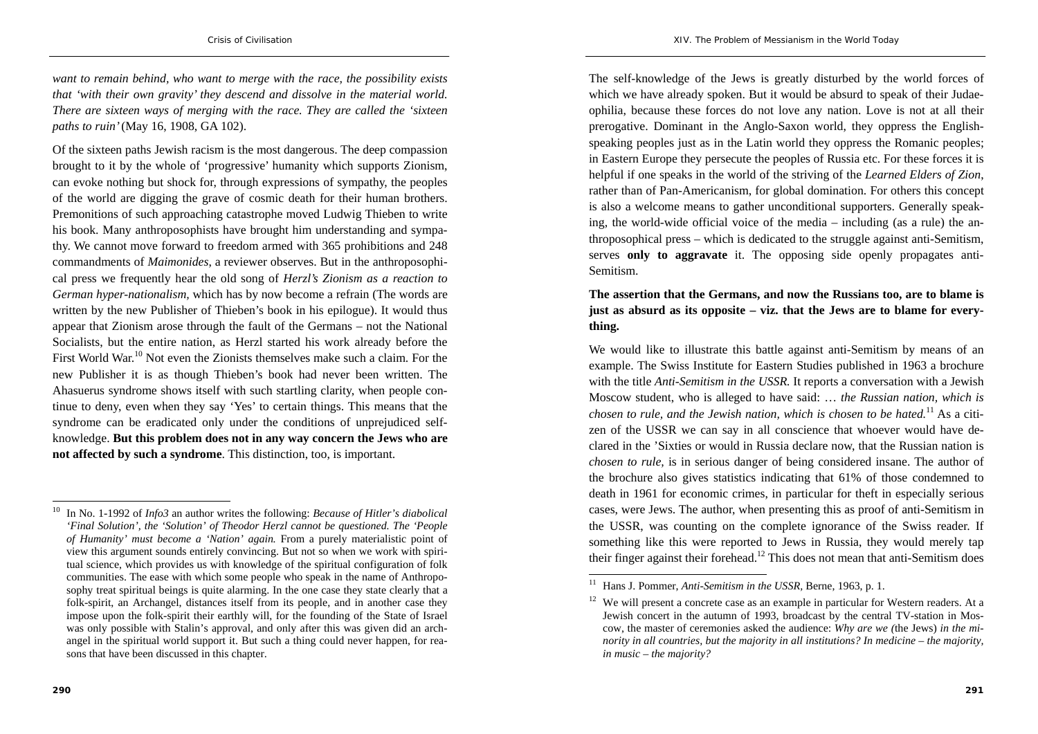*want to remain behind, who want to merge with the race, the possibility exists that 'with their own gravity' they descend and dissolve in the material world. There are sixteen ways of merging with the race. They are called the 'sixteen paths to ruin'* (May 16, 1908, GA 102).

Of the sixteen paths Jewish racism is the most dangerous. The deep compassion brought to it by the whole of 'progressive' humanity which supports Zionism, can evoke nothing but shock for, through expressions of sympathy, the peoples of the world are digging the grave of cosmic death for their human brothers. Premonitions of such approaching catastrophe moved Ludwig Thieben to write his book. Many anthroposophists have brought him understanding and sympathy. We cannot move forward to freedom armed with 365 prohibitions and 248 commandments of *Maimonides*, a reviewer observes. But in the anthroposophical press we frequently hear the old song of *Herzl's Zionism as a reaction to German hyper-nationalism*, which has by now become a refrain (The words are written by the new Publisher of Thieben's book in his epilogue). It would thus appear that Zionism arose through the fault of the Germans – not the National Socialists, but the entire nation, as Herzl started his work already before the First World War.[10] Not even the Zionists themselves make such a claim. For the new Publisher it is as though Thieben's book had never been written. The Ahasuerus syndrome shows itself with such startling clarity, when people continue to deny, even when they say 'Yes' to certain things. This means that the syndrome can be eradicated only under the conditions of unprejudiced self-knowledge. **But this problem does not in any way concern the Jews who are not affected by such a syndrome**. This distinction, too, is important.

[10] In No. 1-1992 of *Info3* an author writes the following: *Because of Hitler's diabolical 'Final Solution', the 'Solution' of Theodor Herzl cannot be questioned. The 'People of Humanity' must become a 'Nation' again.* From a purely materialistic point of view this argument sounds entirely convincing. But not so when we work with spiritual science, which provides us with knowledge of the spiritual configuration of folk communities. The ease with which some people who speak in the name of Anthroposophy treat spiritual beings is quite alarming. In the one case they state clearly that a folk-spirit, an Archangel, distances itself from its people, and in another case they impose upon the folk-spirit their earthly will, for the founding of the State of Israel was only possible with Stalin's approval, and only after this was given did an archangel in the spiritual world support it. But such a thing could never happen, for reasons that have been discussed in this chapter.

The self-knowledge of the Jews is greatly disturbed by the world forces of which we have already spoken. But it would be absurd to speak of their Judaeophilia, because these forces do not love any nation. Love is not at all their prerogative. Dominant in the Anglo-Saxon world, they oppress the English-speaking peoples just as in the Latin world they oppress the Romanic peoples; in Eastern Europe they persecute the peoples of Russia etc. For these forces it is helpful if one speaks in the world of the striving of the *Learned Elders of Zion*, rather than of Pan-Americanism, for global domination. For others this concept is also a welcome means to gather unconditional supporters. Generally speaking, the world-wide official voice of the media – including (as a rule) the anthroposophical press – which is dedicated to the struggle against anti-Semitism, serves **only to aggravate** it. The opposing side openly propagates anti-Semitism.

**The assertion that the Germans, and now the Russians too, are to blame is just as absurd as its opposite – viz. that the Jews are to blame for everything.**

We would like to illustrate this battle against anti-Semitism by means of an example. The Swiss Institute for Eastern Studies published in 1963 a brochure with the title *Anti-Semitism in the USSR*. It reports a conversation with a Jewish Moscow student, who is alleged to have said: … *the Russian nation, which is chosen to rule, and the Jewish nation, which is chosen to be hated.*[11] As a citizen of the USSR we can say in all conscience that whoever would have declared in the 'Sixties or would in Russia declare now, that the Russian nation is *chosen to rule*, is in serious danger of being considered insane. The author of the brochure also gives statistics indicating that 61% of those condemned to death in 1961 for economic crimes, in particular for theft in especially serious cases, were Jews. The author, when presenting this as proof of anti-Semitism in the USSR, was counting on the complete ignorance of the Swiss reader. If something like this were reported to Jews in Russia, they would merely tap their finger against their forehead.[12] This does not mean that anti-Semitism does

[11] Hans J. Pommer, *Anti-Semitism in the USSR*, Berne, 1963, p. 1.

[12] We will present a concrete case as an example in particular for Western readers. At a Jewish concert in the autumn of 1993, broadcast by the central TV-station in Moscow, the master of ceremonies asked the audience: *Why are we (*the Jews) *in the minority in all countries, but the majority in all institutions? In medicine – the majority, in music – the majority?*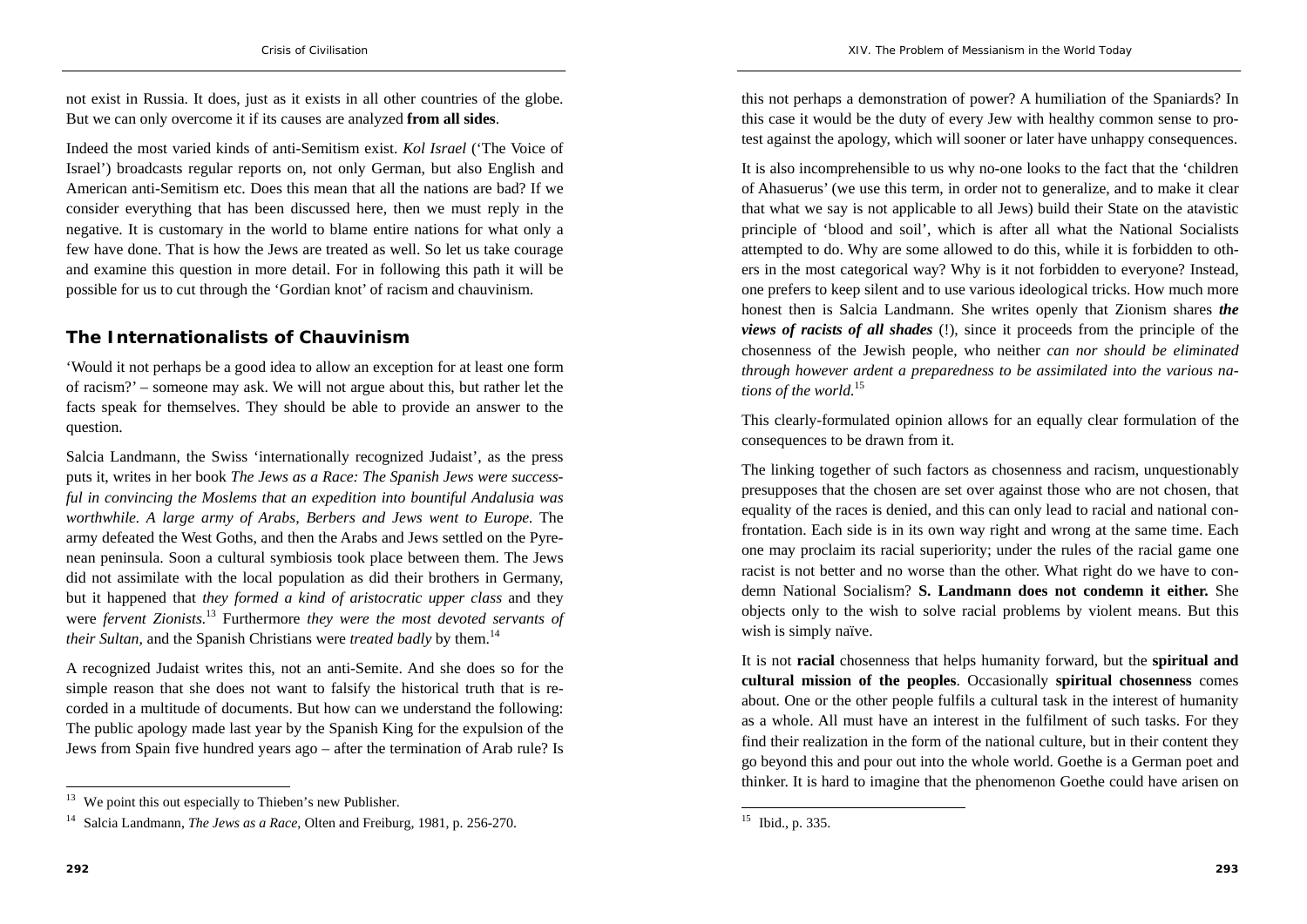not exist in Russia. It does, just as it exists in all other countries of the globe. But we can only overcome it if its causes are analyzed **from all sides**.

Indeed the most varied kinds of anti-Semitism exist. *Kol Israel* ('The Voice of Israel') broadcasts regular reports on, not only German, but also English and American anti-Semitism etc. Does this mean that all the nations are bad? If we consider everything that has been discussed here, then we must reply in the negative. It is customary in the world to blame entire nations for what only a few have done. That is how the Jews are treated as well. So let us take courage and examine this question in more detail. For in following this path it will be possible for us to cut through the 'Gordian knot' of racism and chauvinism.

## The Internationalists of Chauvinism

'Would it not perhaps be a good idea to allow an exception for at least one form of racism?' – someone may ask. We will not argue about this, but rather let the facts speak for themselves. They should be able to provide an answer to the question.

Salcia Landmann, the Swiss 'internationally recognized Judaist', as the press puts it, writes in her book *The Jews as a Race: The Spanish Jews were successful in convincing the Moslems that an expedition into bountiful Andalusia was worthwhile. A large army of Arabs, Berbers and Jews went to Europe.* The army defeated the West Goths, and then the Arabs and Jews settled on the Pyrenean peninsula. Soon a cultural symbiosis took place between them. The Jews did not assimilate with the local population as did their brothers in Germany, but it happened that *they formed a kind of aristocratic upper class* and they were *fervent Zionists.*[13] Furthermore *they were the most devoted servants of their Sultan,* and the Spanish Christians were *treated badly* by them.[14]

A recognized Judaist writes this, not an anti-Semite. And she does so for the simple reason that she does not want to falsify the historical truth that is recorded in a multitude of documents. But how can we understand the following: The public apology made last year by the Spanish King for the expulsion of the Jews from Spain five hundred years ago – after the termination of Arab rule? Is this not perhaps a demonstration of power? A humiliation of the Spaniards? In this case it would be the duty of every Jew with healthy common sense to protest against the apology, which will sooner or later have unhappy consequences.

It is also incomprehensible to us why no-one looks to the fact that the 'children of Ahasuerus' (we use this term, in order not to generalize, and to make it clear that what we say is not applicable to all Jews) build their State on the atavistic principle of 'blood and soil', which is after all what the National Socialists attempted to do. Why are some allowed to do this, while it is forbidden to others in the most categorical way? Why is it not forbidden to everyone? Instead, one prefers to keep silent and to use various ideological tricks. How much more honest then is Salcia Landmann. She writes openly that Zionism shares ***the views of racists of all shades*** (!), since it proceeds from the principle of the chosenness of the Jewish people, who neither *can nor should be eliminated through however ardent a preparedness to be assimilated into the various nations of the world.*[15]

This clearly-formulated opinion allows for an equally clear formulation of the consequences to be drawn from it.

The linking together of such factors as chosenness and racism, unquestionably presupposes that the chosen are set over against those who are not chosen, that equality of the races is denied, and this can only lead to racial and national confrontation. Each side is in its own way right and wrong at the same time. Each one may proclaim its racial superiority; under the rules of the racial game one racist is not better and no worse than the other. What right do we have to condemn National Socialism? **S. Landmann does not condemn it either.** She objects only to the wish to solve racial problems by violent means. But this wish is simply naïve.

It is not **racial** chosenness that helps humanity forward, but the **spiritual and cultural mission of the peoples**. Occasionally **spiritual chosenness** comes about. One or the other people fulfils a cultural task in the interest of humanity as a whole. All must have an interest in the fulfilment of such tasks. For they find their realization in the form of the national culture, but in their content they go beyond this and pour out into the whole world. Goethe is a German poet and thinker. It is hard to imagine that the phenomenon Goethe could have arisen on

---

[13] We point this out especially to Thieben's new Publisher.

[14] Salcia Landmann, *The Jews as a Race*, Olten and Freiburg, 1981, p. 256-270.

[15] Ibid., p. 335.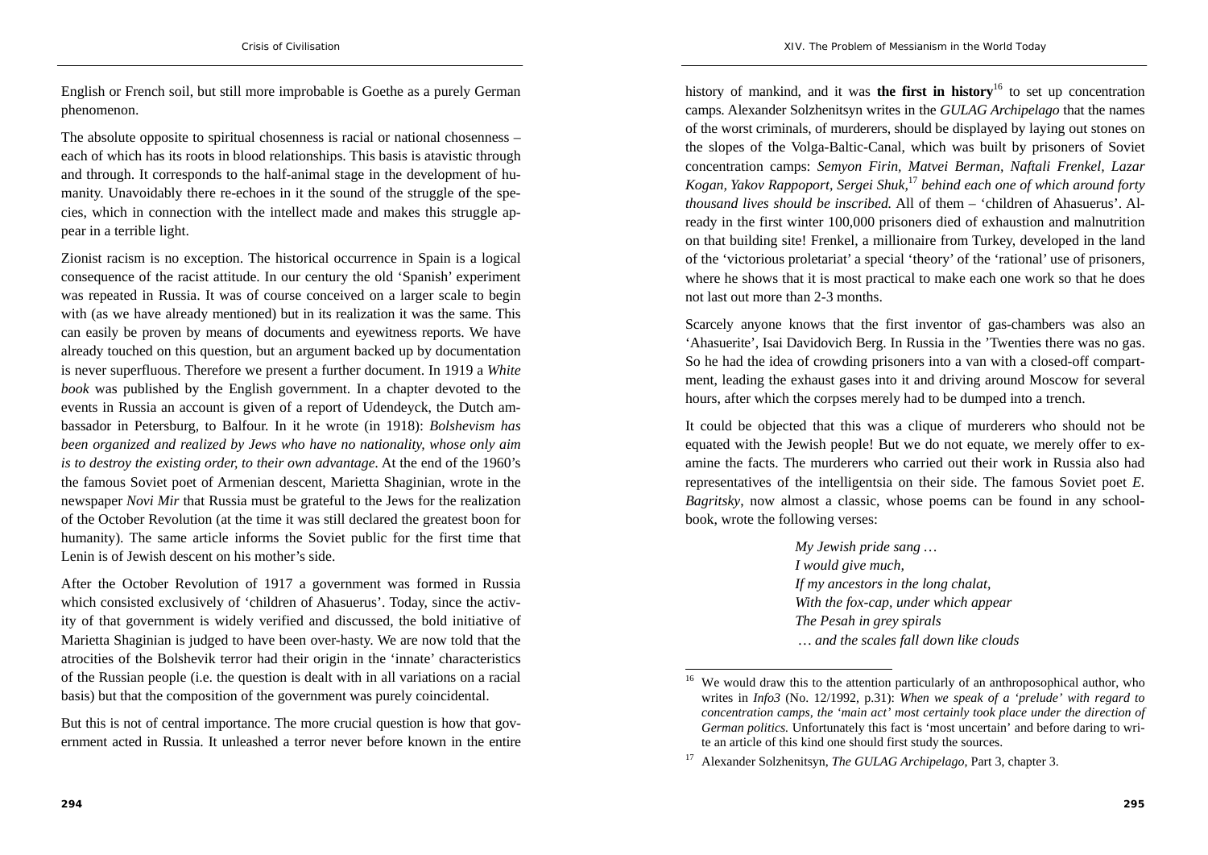English or French soil, but still more improbable is Goethe as a purely German phenomenon.

The absolute opposite to spiritual chosenness is racial or national chosenness – each of which has its roots in blood relationships. This basis is atavistic through and through. It corresponds to the half-animal stage in the development of humanity. Unavoidably there re-echoes in it the sound of the struggle of the species, which in connection with the intellect made and makes this struggle appear in a terrible light.

Zionist racism is no exception. The historical occurrence in Spain is a logical consequence of the racist attitude. In our century the old 'Spanish' experiment was repeated in Russia. It was of course conceived on a larger scale to begin with (as we have already mentioned) but in its realization it was the same. This can easily be proven by means of documents and eyewitness reports. We have already touched on this question, but an argument backed up by documentation is never superfluous. Therefore we present a further document. In 1919 a *White book* was published by the English government. In a chapter devoted to the events in Russia an account is given of a report of Udendeyck, the Dutch ambassador in Petersburg, to Balfour. In it he wrote (in 1918): *Bolshevism has been organized and realized by Jews who have no nationality, whose only aim is to destroy the existing order, to their own advantage.* At the end of the 1960's the famous Soviet poet of Armenian descent, Marietta Shaginian, wrote in the newspaper *Novi Mir* that Russia must be grateful to the Jews for the realization of the October Revolution (at the time it was still declared the greatest boon for humanity). The same article informs the Soviet public for the first time that Lenin is of Jewish descent on his mother's side.

After the October Revolution of 1917 a government was formed in Russia which consisted exclusively of 'children of Ahasuerus'. Today, since the activity of that government is widely verified and discussed, the bold initiative of Marietta Shaginian is judged to have been over-hasty. We are now told that the atrocities of the Bolshevik terror had their origin in the 'innate' characteristics of the Russian people (i.e. the question is dealt with in all variations on a racial basis) but that the composition of the government was purely coincidental.

But this is not of central importance. The more crucial question is how that government acted in Russia. It unleashed a terror never before known in the entire history of mankind, and it was **the first in history**[16] to set up concentration camps. Alexander Solzhenitsyn writes in the *GULAG Archipelago* that the names of the worst criminals, of murderers, should be displayed by laying out stones on the slopes of the Volga-Baltic-Canal, which was built by prisoners of Soviet concentration camps: *Semyon Firin, Matvei Berman, Naftali Frenkel, Lazar Kogan, Yakov Rappoport, Sergei Shuk,*[17] *behind each one of which around forty thousand lives should be inscribed.* All of them – 'children of Ahasuerus'. Already in the first winter 100,000 prisoners died of exhaustion and malnutrition on that building site! Frenkel, a millionaire from Turkey, developed in the land of the 'victorious proletariat' a special 'theory' of the 'rational' use of prisoners, where he shows that it is most practical to make each one work so that he does not last out more than 2-3 months.

Scarcely anyone knows that the first inventor of gas-chambers was also an 'Ahasuerite', Isai Davidovich Berg. In Russia in the 'Twenties there was no gas. So he had the idea of crowding prisoners into a van with a closed-off compartment, leading the exhaust gases into it and driving around Moscow for several hours, after which the corpses merely had to be dumped into a trench.

It could be objected that this was a clique of murderers who should not be equated with the Jewish people! But we do not equate, we merely offer to examine the facts. The murderers who carried out their work in Russia also had representatives of the intelligentsia on their side. The famous Soviet poet *E. Bagritsky*, now almost a classic, whose poems can be found in any schoolbook, wrote the following verses:

> *My Jewish pride sang …*
> *I would give much,*
> *If my ancestors in the long chalat,*
> *With the fox-cap, under which appear*
> *The Pesah in grey spirals*
> *… and the scales fall down like clouds*

---

[16] We would draw this to the attention particularly of an anthroposophical author, who writes in *Info3* (No. 12/1992, p.31): *When we speak of a 'prelude' with regard to concentration camps, the 'main act' most certainly took place under the direction of German politics.* Unfortunately this fact is 'most uncertain' and before daring to write an article of this kind one should first study the sources.

[17] Alexander Solzhenitsyn, *The GULAG Archipelago*, Part 3, chapter 3.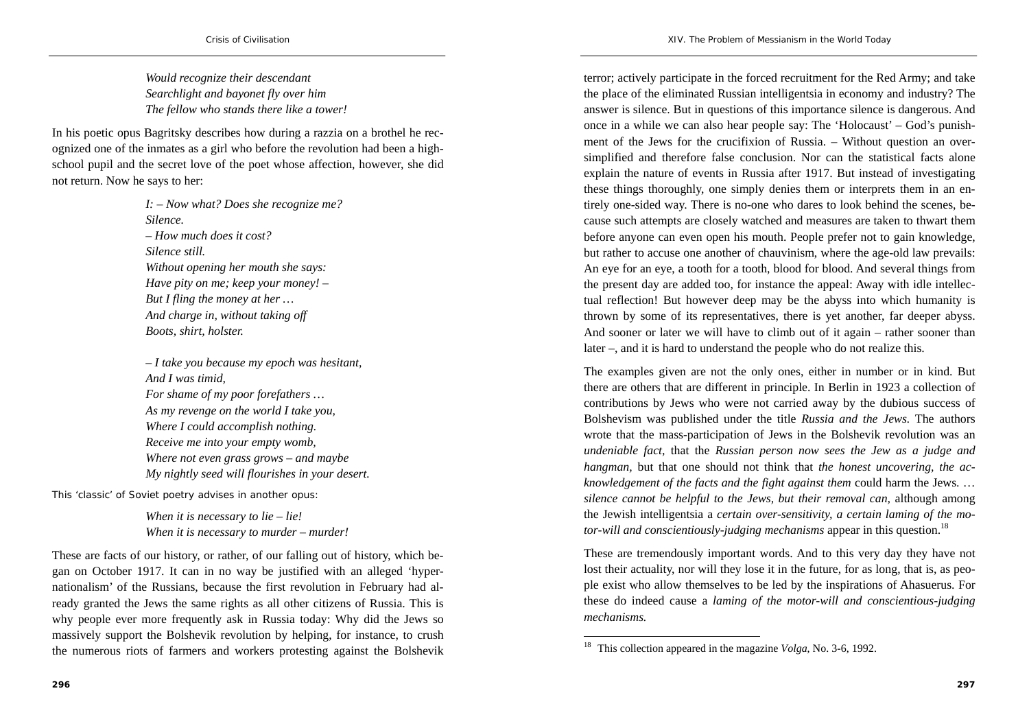*Would recognize their descendant*
*Searchlight and bayonet fly over him*
*The fellow who stands there like a tower!*

In his poetic opus Bagritsky describes how during a razzia on a brothel he recognized one of the inmates as a girl who before the revolution had been a high-school pupil and the secret love of the poet whose affection, however, she did not return. Now he says to her:

*I: – Now what? Does she recognize me?*
*Silence.*
*– How much does it cost?*
*Silence still.*
*Without opening her mouth she says:*
*Have pity on me; keep your money! –*
*But I fling the money at her …*
*And charge in, without taking off*
*Boots, shirt, holster.*

*– I take you because my epoch was hesitant,*
*And I was timid,*
*For shame of my poor forefathers …*
*As my revenge on the world I take you,*
*Where I could accomplish nothing.*
*Receive me into your empty womb,*
*Where not even grass grows – and maybe*
*My nightly seed will flourishes in your desert.*

This 'classic' of Soviet poetry advises in another opus:

*When it is necessary to lie – lie!*
*When it is necessary to murder – murder!*

These are facts of our history, or rather, of our falling out of history, which began on October 1917. It can in no way be justified with an alleged 'hyper-nationalism' of the Russians, because the first revolution in February had already granted the Jews the same rights as all other citizens of Russia. This is why people ever more frequently ask in Russia today: Why did the Jews so massively support the Bolshevik revolution by helping, for instance, to crush the numerous riots of farmers and workers protesting against the Bolshevik terror; actively participate in the forced recruitment for the Red Army; and take the place of the eliminated Russian intelligentsia in economy and industry? The answer is silence. But in questions of this importance silence is dangerous. And once in a while we can also hear people say: The 'Holocaust' – God's punishment of the Jews for the crucifixion of Russia. – Without question an over-simplified and therefore false conclusion. Nor can the statistical facts alone explain the nature of events in Russia after 1917. But instead of investigating these things thoroughly, one simply denies them or interprets them in an entirely one-sided way. There is no-one who dares to look behind the scenes, because such attempts are closely watched and measures are taken to thwart them before anyone can even open his mouth. People prefer not to gain knowledge, but rather to accuse one another of chauvinism, where the age-old law prevails: An eye for an eye, a tooth for a tooth, blood for blood. And several things from the present day are added too, for instance the appeal: Away with idle intellectual reflection! But however deep may be the abyss into which humanity is thrown by some of its representatives, there is yet another, far deeper abyss. And sooner or later we will have to climb out of it again – rather sooner than later –, and it is hard to understand the people who do not realize this.

The examples given are not the only ones, either in number or in kind. But there are others that are different in principle. In Berlin in 1923 a collection of contributions by Jews who were not carried away by the dubious success of Bolshevism was published under the title *Russia and the Jews.* The authors wrote that the mass-participation of Jews in the Bolshevik revolution was an *undeniable fact*, that the *Russian person now sees the Jew as a judge and hangman*, but that one should not think that *the honest uncovering, the acknowledgement of the facts and the fight against them* could harm the Jews. … *silence cannot be helpful to the Jews, but their removal can,* although among the Jewish intelligentsia a *certain over-sensitivity, a certain laming of the motor-will and conscientiously-judging mechanisms* appear in this question.[18]

These are tremendously important words. And to this very day they have not lost their actuality, nor will they lose it in the future, for as long, that is, as people exist who allow themselves to be led by the inspirations of Ahasuerus. For these do indeed cause a *laming of the motor-will and conscientious-judging mechanisms.*

[18] This collection appeared in the magazine *Volga*, No. 3-6, 1992.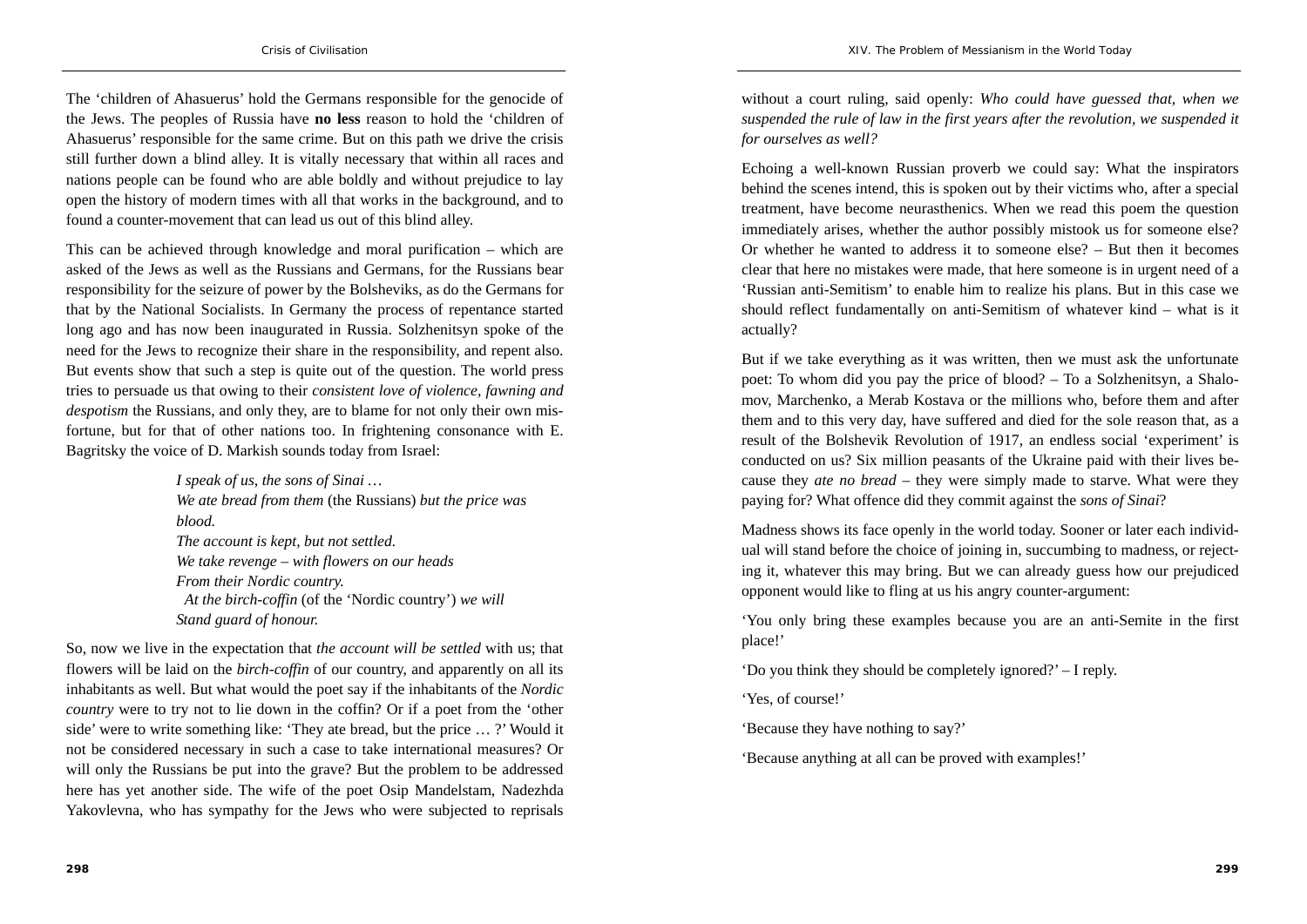The 'children of Ahasuerus' hold the Germans responsible for the genocide of the Jews. The peoples of Russia have **no less** reason to hold the 'children of Ahasuerus' responsible for the same crime. But on this path we drive the crisis still further down a blind alley. It is vitally necessary that within all races and nations people can be found who are able boldly and without prejudice to lay open the history of modern times with all that works in the background, and to found a counter-movement that can lead us out of this blind alley.

This can be achieved through knowledge and moral purification – which are asked of the Jews as well as the Russians and Germans, for the Russians bear responsibility for the seizure of power by the Bolsheviks, as do the Germans for that by the National Socialists. In Germany the process of repentance started long ago and has now been inaugurated in Russia. Solzhenitsyn spoke of the need for the Jews to recognize their share in the responsibility, and repent also. But events show that such a step is quite out of the question. The world press tries to persuade us that owing to their *consistent love of violence, fawning and despotism* the Russians, and only they, are to blame for not only their own misfortune, but for that of other nations too. In frightening consonance with E. Bagritsky the voice of D. Markish sounds today from Israel:

> *I speak of us, the sons of Sinai …*
> *We ate bread from them* (the Russians) *but the price was blood.*
> *The account is kept, but not settled.*
> *We take revenge – with flowers on our heads*
> *From their Nordic country.*
> *At the birch-coffin* (of the 'Nordic country') *we will Stand guard of honour.*

So, now we live in the expectation that *the account will be settled* with us; that flowers will be laid on the *birch-coffin* of our country, and apparently on all its inhabitants as well. But what would the poet say if the inhabitants of the *Nordic country* were to try not to lie down in the coffin? Or if a poet from the 'other side' were to write something like: 'They ate bread, but the price … ?' Would it not be considered necessary in such a case to take international measures? Or will only the Russians be put into the grave? But the problem to be addressed here has yet another side. The wife of the poet Osip Mandelstam, Nadezhda Yakovlevna, who has sympathy for the Jews who were subjected to reprisals without a court ruling, said openly: *Who could have guessed that, when we suspended the rule of law in the first years after the revolution, we suspended it for ourselves as well?*

Echoing a well-known Russian proverb we could say: What the inspirators behind the scenes intend, this is spoken out by their victims who, after a special treatment, have become neurasthenics. When we read this poem the question immediately arises, whether the author possibly mistook us for someone else? Or whether he wanted to address it to someone else? – But then it becomes clear that here no mistakes were made, that here someone is in urgent need of a 'Russian anti-Semitism' to enable him to realize his plans. But in this case we should reflect fundamentally on anti-Semitism of whatever kind – what is it actually?

But if we take everything as it was written, then we must ask the unfortunate poet: To whom did you pay the price of blood? – To a Solzhenitsyn, a Shalomov, Marchenko, a Merab Kostava or the millions who, before them and after them and to this very day, have suffered and died for the sole reason that, as a result of the Bolshevik Revolution of 1917, an endless social 'experiment' is conducted on us? Six million peasants of the Ukraine paid with their lives because they *ate no bread* – they were simply made to starve. What were they paying for? What offence did they commit against the *sons of Sinai*?

Madness shows its face openly in the world today. Sooner or later each individual will stand before the choice of joining in, succumbing to madness, or rejecting it, whatever this may bring. But we can already guess how our prejudiced opponent would like to fling at us his angry counter-argument:

'You only bring these examples because you are an anti-Semite in the first place!'

'Do you think they should be completely ignored?' – I reply.

'Yes, of course!'

'Because they have nothing to say?'

'Because anything at all can be proved with examples!'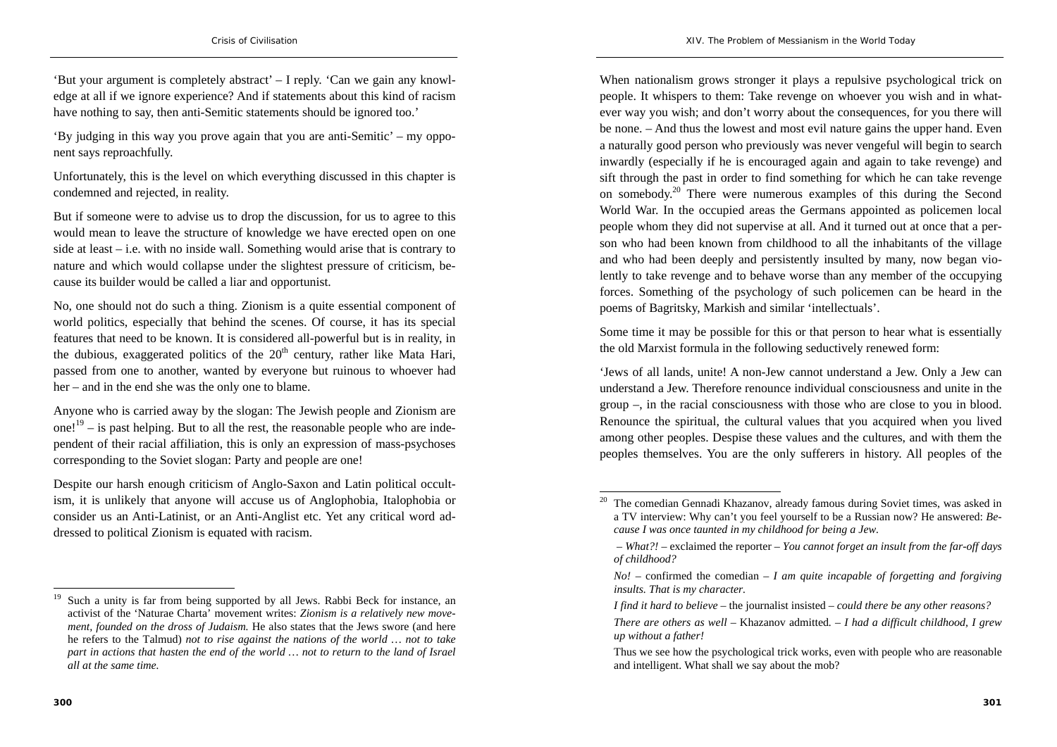'But your argument is completely abstract' – I reply. 'Can we gain any knowledge at all if we ignore experience? And if statements about this kind of racism have nothing to say, then anti-Semitic statements should be ignored too.'

'By judging in this way you prove again that you are anti-Semitic' – my opponent says reproachfully.

Unfortunately, this is the level on which everything discussed in this chapter is condemned and rejected, in reality.

But if someone were to advise us to drop the discussion, for us to agree to this would mean to leave the structure of knowledge we have erected open on one side at least – i.e. with no inside wall. Something would arise that is contrary to nature and which would collapse under the slightest pressure of criticism, because its builder would be called a liar and opportunist.

No, one should not do such a thing. Zionism is a quite essential component of world politics, especially that behind the scenes. Of course, it has its special features that need to be known. It is considered all-powerful but is in reality, in the dubious, exaggerated politics of the 20th century, rather like Mata Hari, passed from one to another, wanted by everyone but ruinous to whoever had her – and in the end she was the only one to blame.

Anyone who is carried away by the slogan: The Jewish people and Zionism are one![19] – is past helping. But to all the rest, the reasonable people who are independent of their racial affiliation, this is only an expression of mass-psychoses corresponding to the Soviet slogan: Party and people are one!

Despite our harsh enough criticism of Anglo-Saxon and Latin political occultism, it is unlikely that anyone will accuse us of Anglophobia, Italophobia or consider us an Anti-Latinist, or an Anti-Anglist etc. Yet any critical word addressed to political Zionism is equated with racism.

[19] Such a unity is far from being supported by all Jews. Rabbi Beck for instance, an activist of the 'Naturae Charta' movement writes: *Zionism is a relatively new movement, founded on the dross of Judaism.* He also states that the Jews swore (and here he refers to the Talmud) *not to rise against the nations of the world … not to take part in actions that hasten the end of the world … not to return to the land of Israel all at the same time.*

When nationalism grows stronger it plays a repulsive psychological trick on people. It whispers to them: Take revenge on whoever you wish and in whatever way you wish; and don't worry about the consequences, for you there will be none. – And thus the lowest and most evil nature gains the upper hand. Even a naturally good person who previously was never vengeful will begin to search inwardly (especially if he is encouraged again and again to take revenge) and sift through the past in order to find something for which he can take revenge on somebody.[20] There were numerous examples of this during the Second World War. In the occupied areas the Germans appointed as policemen local people whom they did not supervise at all. And it turned out at once that a person who had been known from childhood to all the inhabitants of the village and who had been deeply and persistently insulted by many, now began violently to take revenge and to behave worse than any member of the occupying forces. Something of the psychology of such policemen can be heard in the poems of Bagritsky, Markish and similar 'intellectuals'.

Some time it may be possible for this or that person to hear what is essentially the old Marxist formula in the following seductively renewed form:

'Jews of all lands, unite! A non-Jew cannot understand a Jew. Only a Jew can understand a Jew. Therefore renounce individual consciousness and unite in the group –, in the racial consciousness with those who are close to you in blood. Renounce the spiritual, the cultural values that you acquired when you lived among other peoples. Despise these values and the cultures, and with them the peoples themselves. You are the only sufferers in history. All peoples of the

[20] The comedian Gennadi Khazanov, already famous during Soviet times, was asked in a TV interview: Why can't you feel yourself to be a Russian now? He answered: *Because I was once taunted in my childhood for being a Jew.*

– *What?!* – exclaimed the reporter – *You cannot forget an insult from the far-off days of childhood?*

*No!* – confirmed the comedian – *I am quite incapable of forgetting and forgiving insults. That is my character.*

*I find it hard to believe* – the journalist insisted – *could there be any other reasons?*

*There are others as well* – Khazanov admitted. – *I had a difficult childhood, I grew up without a father!*

Thus we see how the psychological trick works, even with people who are reasonable and intelligent. What shall we say about the mob?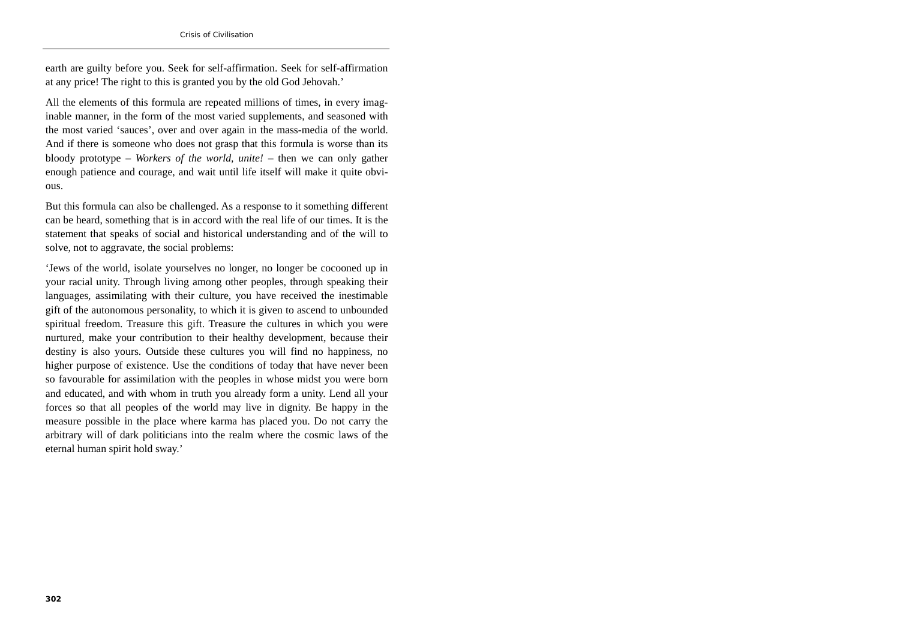earth are guilty before you. Seek for self-affirmation. Seek for self-affirmation at any price! The right to this is granted you by the old God Jehovah.'

All the elements of this formula are repeated millions of times, in every imaginable manner, in the form of the most varied supplements, and seasoned with the most varied 'sauces', over and over again in the mass-media of the world. And if there is someone who does not grasp that this formula is worse than its bloody prototype – *Workers of the world, unite!* – then we can only gather enough patience and courage, and wait until life itself will make it quite obvious.

But this formula can also be challenged. As a response to it something different can be heard, something that is in accord with the real life of our times. It is the statement that speaks of social and historical understanding and of the will to solve, not to aggravate, the social problems:

'Jews of the world, isolate yourselves no longer, no longer be cocooned up in your racial unity. Through living among other peoples, through speaking their languages, assimilating with their culture, you have received the inestimable gift of the autonomous personality, to which it is given to ascend to unbounded spiritual freedom. Treasure this gift. Treasure the cultures in which you were nurtured, make your contribution to their healthy development, because their destiny is also yours. Outside these cultures you will find no happiness, no higher purpose of existence. Use the conditions of today that have never been so favourable for assimilation with the peoples in whose midst you were born and educated, and with whom in truth you already form a unity. Lend all your forces so that all peoples of the world may live in dignity. Be happy in the measure possible in the place where karma has placed you. Do not carry the arbitrary will of dark politicians into the realm where the cosmic laws of the eternal human spirit hold sway.'